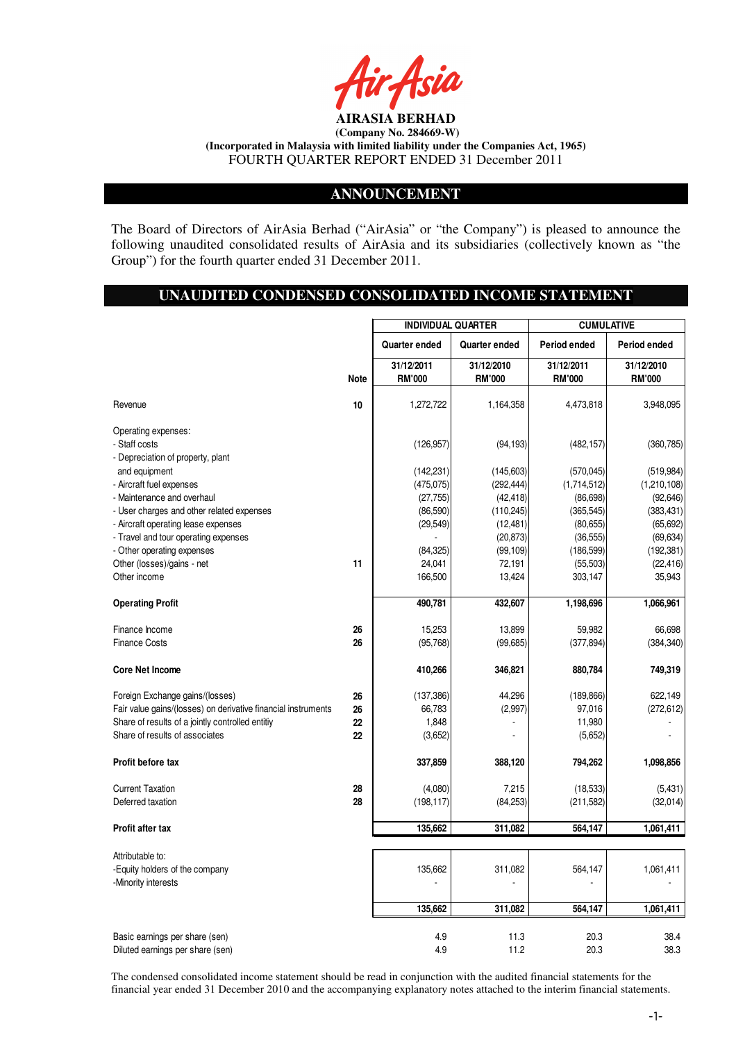**AIRASIA BERHAD**
**(Company No. 284669-W)**
**(Incorporated in Malaysia with limited liability under the Companies Act, 1965)**
FOURTH QUARTER REPORT ENDED 31 December 2011

## ANNOUNCEMENT

The Board of Directors of AirAsia Berhad ("AirAsia" or "the Company") is pleased to announce the following unaudited consolidated results of AirAsia and its subsidiaries (collectively known as "the Group") for the fourth quarter ended 31 December 2011.

## UNAUDITED CONDENSED CONSOLIDATED INCOME STATEMENT

| | Note | INDIVIDUAL QUARTER | | CUMULATIVE | |
|---|---|---|---|---|---|
| | | Quarter ended | Quarter ended | Period ended | Period ended |
| | | 31/12/2011 RM'000 | 31/12/2010 RM'000 | 31/12/2011 RM'000 | 31/12/2010 RM'000 |
| Revenue | 10 | 1,272,722 | 1,164,358 | 4,473,818 | 3,948,095 |
| Operating expenses: | | | | | |
| - Staff costs | | (126,957) | (94,193) | (482,157) | (360,785) |
| - Depreciation of property, plant and equipment | | (142,231) | (145,603) | (570,045) | (519,984) |
| - Aircraft fuel expenses | | (475,075) | (292,444) | (1,714,512) | (1,210,108) |
| - Maintenance and overhaul | | (27,755) | (42,418) | (86,698) | (92,646) |
| - User charges and other related expenses | | (86,590) | (110,245) | (365,545) | (383,431) |
| - Aircraft operating lease expenses | | (29,549) | (12,481) | (80,655) | (65,692) |
| - Travel and tour operating expenses | | - | (20,873) | (36,555) | (69,634) |
| - Other operating expenses | | (84,325) | (99,109) | (186,599) | (192,381) |
| Other (losses)/gains - net | 11 | 24,041 | 72,191 | (55,503) | (22,416) |
| Other income | | 166,500 | 13,424 | 303,147 | 35,943 |
| **Operating Profit** | | **490,781** | **432,607** | **1,198,696** | **1,066,961** |
| Finance Income | 26 | 15,253 | 13,899 | 59,982 | 66,698 |
| Finance Costs | 26 | (95,768) | (99,685) | (377,894) | (384,340) |
| **Core Net Income** | | **410,266** | **346,821** | **880,784** | **749,319** |
| Foreign Exchange gains/(losses) | 26 | (137,386) | 44,296 | (189,866) | 622,149 |
| Fair value gains/(losses) on derivative financial instruments | 26 | 66,783 | (2,997) | 97,016 | (272,612) |
| Share of results of a jointly controlled entitiy | 22 | 1,848 | - | 11,980 | - |
| Share of results of associates | 22 | (3,652) | - | (5,652) | - |
| **Profit before tax** | | **337,859** | **388,120** | **794,262** | **1,098,856** |
| Current Taxation | 28 | (4,080) | 7,215 | (18,533) | (5,431) |
| Deferred taxation | 28 | (198,117) | (84,253) | (211,582) | (32,014) |
| **Profit after tax** | | **135,662** | **311,082** | **564,147** | **1,061,411** |
| Attributable to: | | | | | |
| -Equity holders of the company | | 135,662 | 311,082 | 564,147 | 1,061,411 |
| -Minority interests | | - | - | - | - |
| | | **135,662** | **311,082** | **564,147** | **1,061,411** |
| Basic earnings per share (sen) | | 4.9 | 11.3 | 20.3 | 38.4 |
| Diluted earnings per share (sen) | | 4.9 | 11.2 | 20.3 | 38.3 |

The condensed consolidated income statement should be read in conjunction with the audited financial statements for the financial year ended 31 December 2010 and the accompanying explanatory notes attached to the interim financial statements.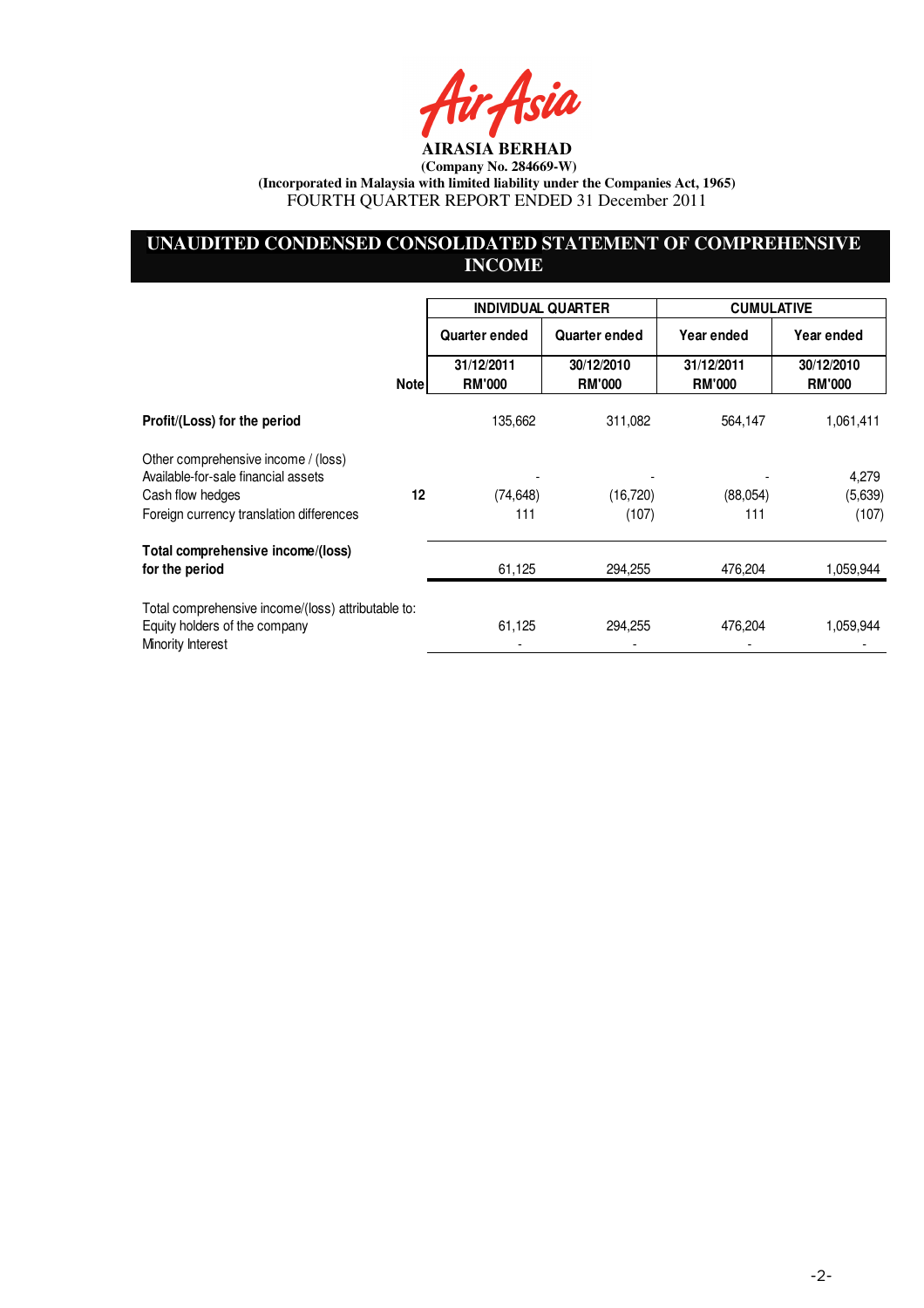**AIRASIA BERHAD**

**(Company No. 284669-W)**

**(Incorporated in Malaysia with limited liability under the Companies Act, 1965)**

FOURTH QUARTER REPORT ENDED 31 December 2011

## UNAUDITED CONDENSED CONSOLIDATED STATEMENT OF COMPREHENSIVE INCOME

| | Note | INDIVIDUAL QUARTER | | CUMULATIVE | |
|---|---|---|---|---|---|
| | | Quarter ended | Quarter ended | Year ended | Year ended |
| | | 31/12/2011 RM'000 | 30/12/2010 RM'000 | 31/12/2011 RM'000 | 30/12/2010 RM'000 |
| **Profit/(Loss) for the period** | | 135,662 | 311,082 | 564,147 | 1,061,411 |
| Other comprehensive income / (loss) | | | | | |
| Available-for-sale financial assets | | - | - | - | 4,279 |
| Cash flow hedges | 12 | (74,648) | (16,720) | (88,054) | (5,639) |
| Foreign currency translation differences | | 111 | (107) | 111 | (107) |
| **Total comprehensive income/(loss) for the period** | | 61,125 | 294,255 | 476,204 | 1,059,944 |
| Total comprehensive income/(loss) attributable to: | | | | | |
| Equity holders of the company | | 61,125 | 294,255 | 476,204 | 1,059,944 |
| Minority Interest | | - | - | - | - |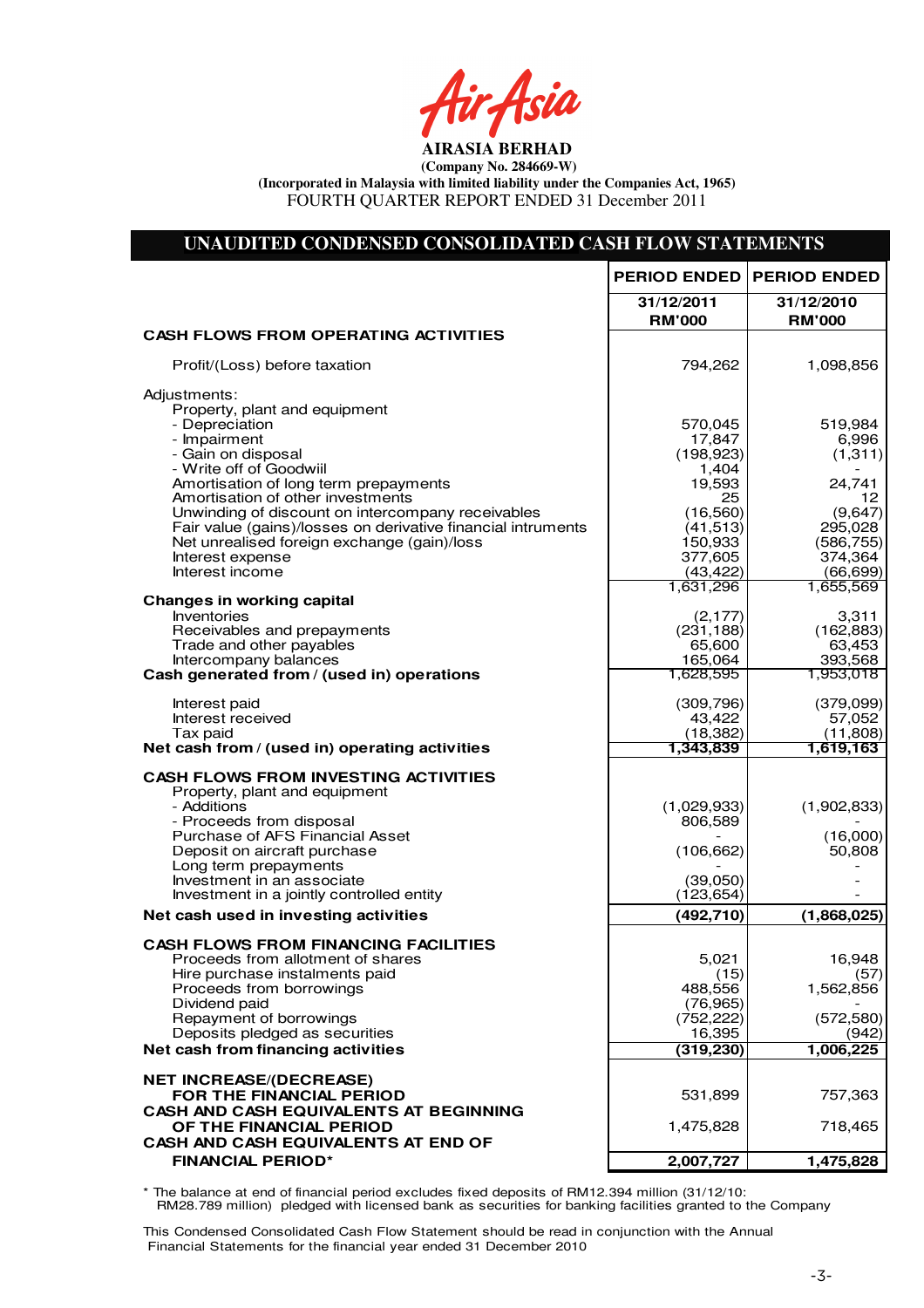# AIRASIA BERHAD

**(Company No. 284669-W)**

**(Incorporated in Malaysia with limited liability under the Companies Act, 1965)**

FOURTH QUARTER REPORT ENDED 31 December 2011

## UNAUDITED CONDENSED CONSOLIDATED CASH FLOW STATEMENTS

| | PERIOD ENDED 31/12/2011 RM'000 | PERIOD ENDED 31/12/2010 RM'000 |
|---|---|---|
| **CASH FLOWS FROM OPERATING ACTIVITIES** | | |
| Profit/(Loss) before taxation | 794,262 | 1,098,856 |
| Adjustments: | | |
| Property, plant and equipment | | |
| - Depreciation | 570,045 | 519,984 |
| - Impairment | 17,847 | 6,996 |
| - Gain on disposal | (198,923) | (1,311) |
| - Write off of Goodwiil | 1,404 | - |
| Amortisation of long term prepayments | 19,593 | 24,741 |
| Amortisation of other investments | 25 | 12 |
| Unwinding of discount on intercompany receivables | (16,560) | (9,647) |
| Fair value (gains)/losses on derivative financial intruments | (41,513) | 295,028 |
| Net unrealised foreign exchange (gain)/loss | 150,933 | (586,755) |
| Interest expense | 377,605 | 374,364 |
| Interest income | (43,422) | (66,699) |
| | 1,631,296 | 1,655,569 |
| **Changes in working capital** | | |
| Inventories | (2,177) | 3,311 |
| Receivables and prepayments | (231,188) | (162,883) |
| Trade and other payables | 65,600 | 63,453 |
| Intercompany balances | 165,064 | 393,568 |
| **Cash generated from / (used in) operations** | 1,628,595 | 1,953,018 |
| Interest paid | (309,796) | (379,099) |
| Interest received | 43,422 | 57,052 |
| Tax paid | (18,382) | (11,808) |
| **Net cash from / (used in) operating activities** | **1,343,839** | **1,619,163** |
| **CASH FLOWS FROM INVESTING ACTIVITIES** | | |
| Property, plant and equipment | | |
| - Additions | (1,029,933) | (1,902,833) |
| - Proceeds from disposal | 806,589 | - |
| Purchase of AFS Financial Asset | - | (16,000) |
| Deposit on aircraft purchase | (106,662) | 50,808 |
| Long term prepayments | - | - |
| Investment in an associate | (39,050) | - |
| Investment in a jointly controlled entity | (123,654) | - |
| **Net cash used in investing activities** | **(492,710)** | **(1,868,025)** |
| **CASH FLOWS FROM FINANCING FACILITIES** | | |
| Proceeds from allotment of shares | 5,021 | 16,948 |
| Hire purchase instalments paid | (15) | (57) |
| Proceeds from borrowings | 488,556 | 1,562,856 |
| Dividend paid | (76,965) | - |
| Repayment of borrowings | (752,222) | (572,580) |
| Deposits pledged as securities | 16,395 | (942) |
| **Net cash from financing activities** | **(319,230)** | **1,006,225** |
| **NET INCREASE/(DECREASE) FOR THE FINANCIAL PERIOD** | 531,899 | 757,363 |
| **CASH AND CASH EQUIVALENTS AT BEGINNING OF THE FINANCIAL PERIOD** | 1,475,828 | 718,465 |
| **CASH AND CASH EQUIVALENTS AT END OF FINANCIAL PERIOD*** | **2,007,727** | **1,475,828** |

\* The balance at end of financial period excludes fixed deposits of RM12.394 million (31/12/10: RM28.789 million) pledged with licensed bank as securities for banking facilities granted to the Company

This Condensed Consolidated Cash Flow Statement should be read in conjunction with the Annual Financial Statements for the financial year ended 31 December 2010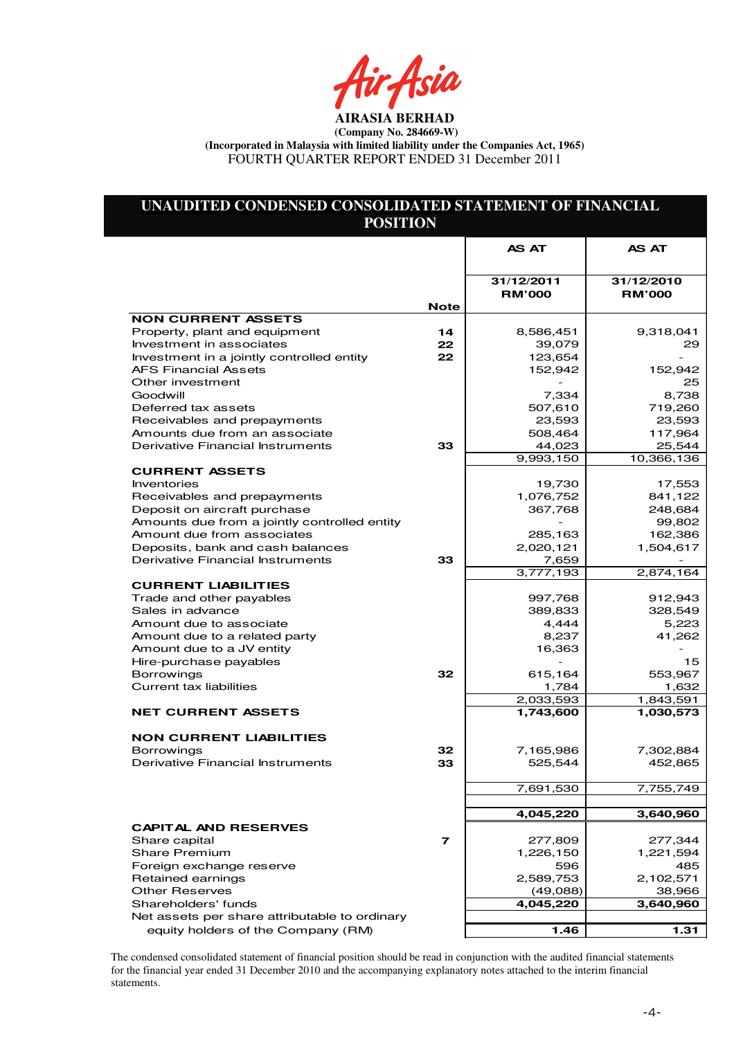**AIRASIA BERHAD**

**(Company No. 284669-W)**

**(Incorporated in Malaysia with limited liability under the Companies Act, 1965)**

FOURTH QUARTER REPORT ENDED 31 December 2011

## UNAUDITED CONDENSED CONSOLIDATED STATEMENT OF FINANCIAL POSITION

| | Note | AS AT 31/12/2011 RM'000 | AS AT 31/12/2010 RM'000 |
|---|---|---|---|
| **NON CURRENT ASSETS** | | | |
| Property, plant and equipment | 14 | 8,586,451 | 9,318,041 |
| Investment in associates | 22 | 39,079 | 29 |
| Investment in a jointly controlled entity | 22 | 123,654 | - |
| AFS Financial Assets | | 152,942 | 152,942 |
| Other investment | | - | 25 |
| Goodwill | | 7,334 | 8,738 |
| Deferred tax assets | | 507,610 | 719,260 |
| Receivables and prepayments | | 23,593 | 23,593 |
| Amounts due from an associate | | 508,464 | 117,964 |
| Derivative Financial Instruments | 33 | 44,023 | 25,544 |
| | | 9,993,150 | 10,366,136 |
| **CURRENT ASSETS** | | | |
| Inventories | | 19,730 | 17,553 |
| Receivables and prepayments | | 1,076,752 | 841,122 |
| Deposit on aircraft purchase | | 367,768 | 248,684 |
| Amounts due from a jointly controlled entity | | - | 99,802 |
| Amount due from associates | | 285,163 | 162,386 |
| Deposits, bank and cash balances | | 2,020,121 | 1,504,617 |
| Derivative Financial Instruments | 33 | 7,659 | - |
| | | 3,777,193 | 2,874,164 |
| **CURRENT LIABILITIES** | | | |
| Trade and other payables | | 997,768 | 912,943 |
| Sales in advance | | 389,833 | 328,549 |
| Amount due to associate | | 4,444 | 5,223 |
| Amount due to a related party | | 8,237 | 41,262 |
| Amount due to a JV entity | | 16,363 | - |
| Hire-purchase payables | | - | 15 |
| Borrowings | 32 | 615,164 | 553,967 |
| Current tax liabilities | | 1,784 | 1,632 |
| | | 2,033,593 | 1,843,591 |
| **NET CURRENT ASSETS** | | **1,743,600** | **1,030,573** |
| **NON CURRENT LIABILITIES** | | | |
| Borrowings | 32 | 7,165,986 | 7,302,884 |
| Derivative Financial Instruments | 33 | 525,544 | 452,865 |
| | | 7,691,530 | 7,755,749 |
| | | **4,045,220** | **3,640,960** |
| **CAPITAL AND RESERVES** | | | |
| Share capital | 7 | 277,809 | 277,344 |
| Share Premium | | 1,226,150 | 1,221,594 |
| Foreign exchange reserve | | 596 | 485 |
| Retained earnings | | 2,589,753 | 2,102,571 |
| Other Reserves | | (49,088) | 38,966 |
| Shareholders' funds | | **4,045,220** | **3,640,960** |
| Net assets per share attributable to ordinary equity holders of the Company (RM) | | **1.46** | **1.31** |

The condensed consolidated statement of financial position should be read in conjunction with the audited financial statements for the financial year ended 31 December 2010 and the accompanying explanatory notes attached to the interim financial statements.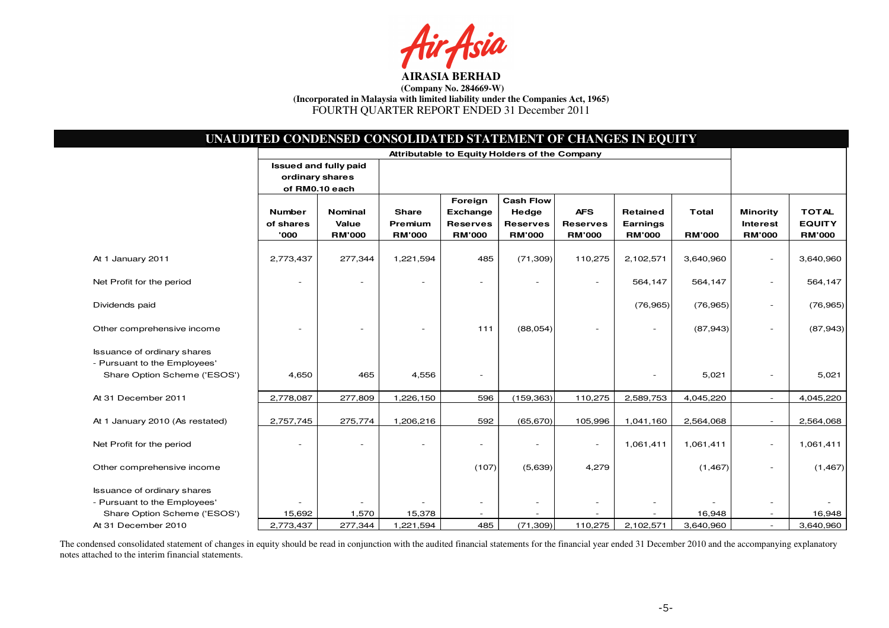**AIRASIA BERHAD**
**(Company No. 284669-W)**
**(Incorporated in Malaysia with limited liability under the Companies Act, 1965)**
FOURTH QUARTER REPORT ENDED 31 December 2011

## UNAUDITED CONDENSED CONSOLIDATED STATEMENT OF CHANGES IN EQUITY

| | Attributable to Equity Holders of the Company | | | | | | | | | |
|---|---|---|---|---|---|---|---|---|---|---|
| | Issued and fully paid ordinary shares of RM0.10 each | | | | | | | | | |
| | Number of shares '000 | Nominal Value RM'000 | Share Premium RM'000 | Foreign Exchange Reserves RM'000 | Cash Flow Hedge Reserves RM'000 | AFS Reserves RM'000 | Retained Earnings RM'000 | Total RM'000 | Minority Interest RM'000 | TOTAL EQUITY RM'000 |
| At 1 January 2011 | 2,773,437 | 277,344 | 1,221,594 | 485 | (71,309) | 110,275 | 2,102,571 | 3,640,960 | - | 3,640,960 |
| Net Profit for the period | - | - | - | - | - | - | 564,147 | 564,147 | - | 564,147 |
| Dividends paid | | | | | | | (76,965) | (76,965) | - | (76,965) |
| Other comprehensive income | - | - | - | 111 | (88,054) | - | - | (87,943) | - | (87,943) |
| Issuance of ordinary shares - Pursuant to the Employees' Share Option Scheme ('ESOS') | 4,650 | 465 | 4,556 | - | | | - | 5,021 | - | 5,021 |
| At 31 December 2011 | 2,778,087 | 277,809 | 1,226,150 | 596 | (159,363) | 110,275 | 2,589,753 | 4,045,220 | - | 4,045,220 |
| At 1 January 2010 (As restated) | 2,757,745 | 275,774 | 1,206,216 | 592 | (65,670) | 105,996 | 1,041,160 | 2,564,068 | - | 2,564,068 |
| Net Profit for the period | - | - | - | - | - | - | 1,061,411 | 1,061,411 | - | 1,061,411 |
| Other comprehensive income | | | | (107) | (5,639) | 4,279 | | (1,467) | - | (1,467) |
| Issuance of ordinary shares - Pursuant to the Employees' Share Option Scheme ('ESOS') | 15,692 | 1,570 | 15,378 | - | - | - | - | 16,948 | - | 16,948 |
| At 31 December 2010 | 2,773,437 | 277,344 | 1,221,594 | 485 | (71,309) | 110,275 | 2,102,571 | 3,640,960 | - | 3,640,960 |

The condensed consolidated statement of changes in equity should be read in conjunction with the audited financial statements for the financial year ended 31 December 2010 and the accompanying explanatory notes attached to the interim financial statements.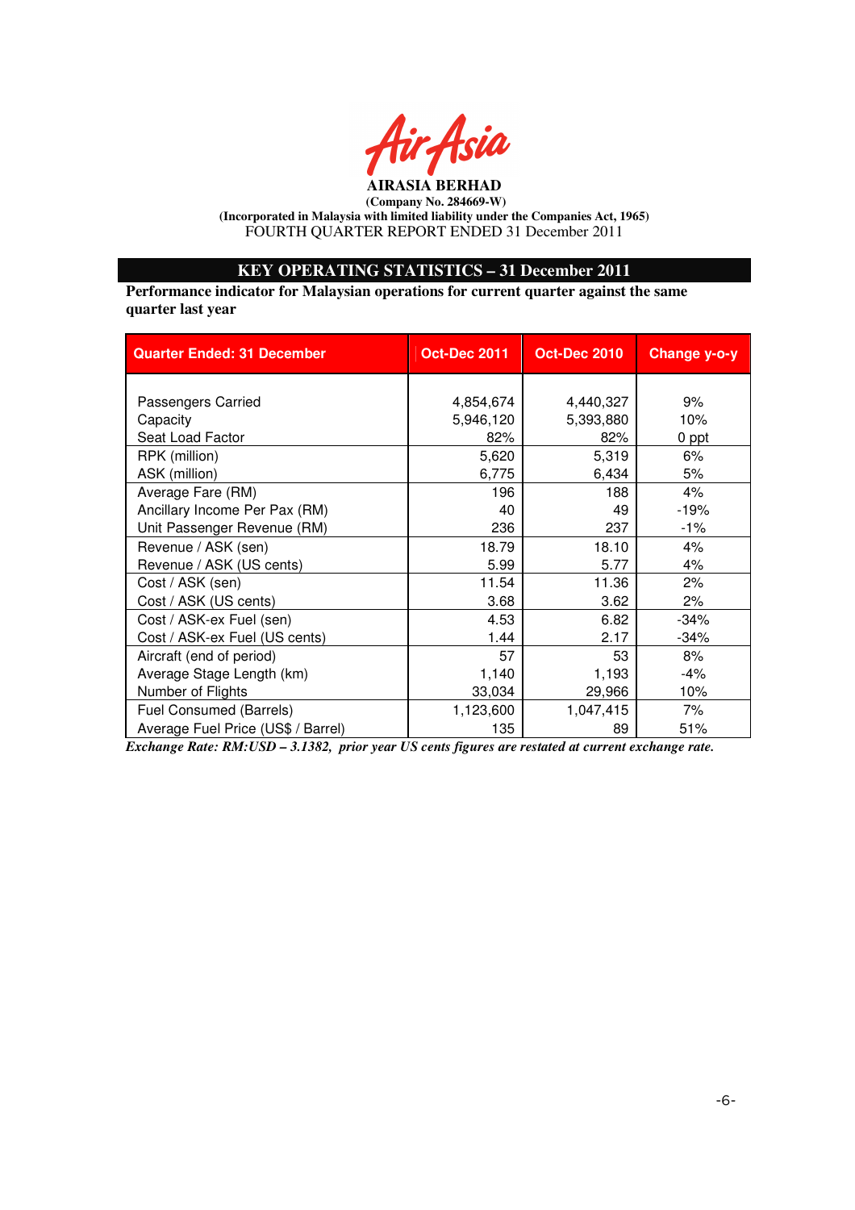**AIRASIA BERHAD**

**(Company No. 284669-W)**

**(Incorporated in Malaysia with limited liability under the Companies Act, 1965)**

FOURTH QUARTER REPORT ENDED 31 December 2011

## KEY OPERATING STATISTICS – 31 December 2011

**Performance indicator for Malaysian operations for current quarter against the same quarter last year**

| Quarter Ended: 31 December | Oct-Dec 2011 | Oct-Dec 2010 | Change y-o-y |
|---|---|---|---|
| Passengers Carried | 4,854,674 | 4,440,327 | 9% |
| Capacity | 5,946,120 | 5,393,880 | 10% |
| Seat Load Factor | 82% | 82% | 0 ppt |
| RPK (million) | 5,620 | 5,319 | 6% |
| ASK (million) | 6,775 | 6,434 | 5% |
| Average Fare (RM) | 196 | 188 | 4% |
| Ancillary Income Per Pax (RM) | 40 | 49 | -19% |
| Unit Passenger Revenue (RM) | 236 | 237 | -1% |
| Revenue / ASK (sen) | 18.79 | 18.10 | 4% |
| Revenue / ASK (US cents) | 5.99 | 5.77 | 4% |
| Cost / ASK (sen) | 11.54 | 11.36 | 2% |
| Cost / ASK (US cents) | 3.68 | 3.62 | 2% |
| Cost / ASK-ex Fuel (sen) | 4.53 | 6.82 | -34% |
| Cost / ASK-ex Fuel (US cents) | 1.44 | 2.17 | -34% |
| Aircraft (end of period) | 57 | 53 | 8% |
| Average Stage Length (km) | 1,140 | 1,193 | -4% |
| Number of Flights | 33,034 | 29,966 | 10% |
| Fuel Consumed (Barrels) | 1,123,600 | 1,047,415 | 7% |
| Average Fuel Price (US$ / Barrel) | 135 | 89 | 51% |

***Exchange Rate: RM:USD – 3.1382, prior year US cents figures are restated at current exchange rate.***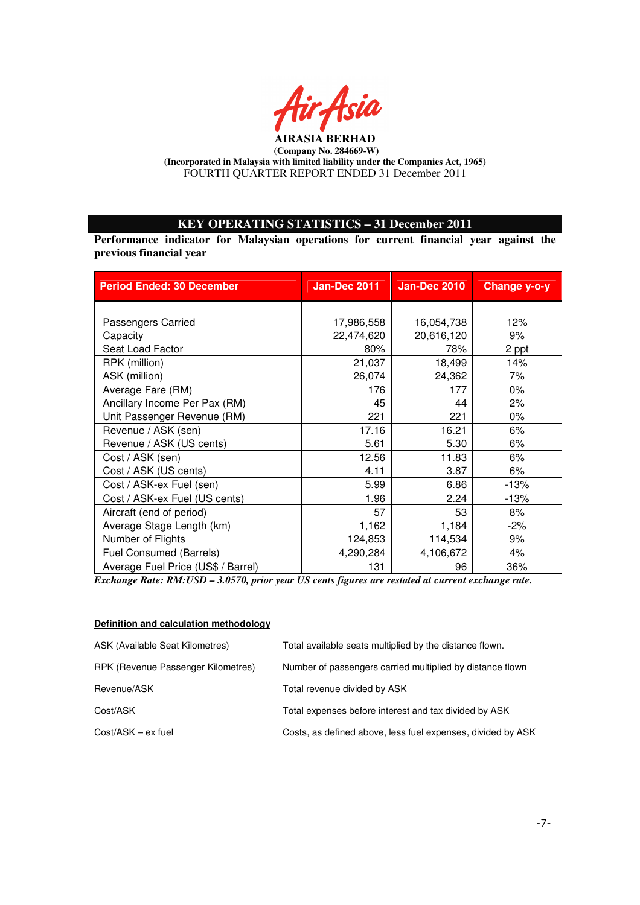**AIRASIA BERHAD**
**(Company No. 284669-W)**
**(Incorporated in Malaysia with limited liability under the Companies Act, 1965)**
FOURTH QUARTER REPORT ENDED 31 December 2011

## KEY OPERATING STATISTICS – 31 December 2011

**Performance indicator for Malaysian operations for current financial year against the previous financial year**

| Period Ended: 30 December | Jan-Dec 2011 | Jan-Dec 2010 | Change y-o-y |
|---|---|---|---|
| Passengers Carried | 17,986,558 | 16,054,738 | 12% |
| Capacity | 22,474,620 | 20,616,120 | 9% |
| Seat Load Factor | 80% | 78% | 2 ppt |
| RPK (million) | 21,037 | 18,499 | 14% |
| ASK (million) | 26,074 | 24,362 | 7% |
| Average Fare (RM) | 176 | 177 | 0% |
| Ancillary Income Per Pax (RM) | 45 | 44 | 2% |
| Unit Passenger Revenue (RM) | 221 | 221 | 0% |
| Revenue / ASK (sen) | 17.16 | 16.21 | 6% |
| Revenue / ASK (US cents) | 5.61 | 5.30 | 6% |
| Cost / ASK (sen) | 12.56 | 11.83 | 6% |
| Cost / ASK (US cents) | 4.11 | 3.87 | 6% |
| Cost / ASK-ex Fuel (sen) | 5.99 | 6.86 | -13% |
| Cost / ASK-ex Fuel (US cents) | 1.96 | 2.24 | -13% |
| Aircraft (end of period) | 57 | 53 | 8% |
| Average Stage Length (km) | 1,162 | 1,184 | -2% |
| Number of Flights | 124,853 | 114,534 | 9% |
| Fuel Consumed (Barrels) | 4,290,284 | 4,106,672 | 4% |
| Average Fuel Price (US$ / Barrel) | 131 | 96 | 36% |

***Exchange Rate: RM:USD – 3.0570, prior year US cents figures are restated at current exchange rate.***

**Definition and calculation methodology**

| | |
|---|---|
| ASK (Available Seat Kilometres) | Total available seats multiplied by the distance flown. |
| RPK (Revenue Passenger Kilometres) | Number of passengers carried multiplied by distance flown |
| Revenue/ASK | Total revenue divided by ASK |
| Cost/ASK | Total expenses before interest and tax divided by ASK |
| Cost/ASK – ex fuel | Costs, as defined above, less fuel expenses, divided by ASK |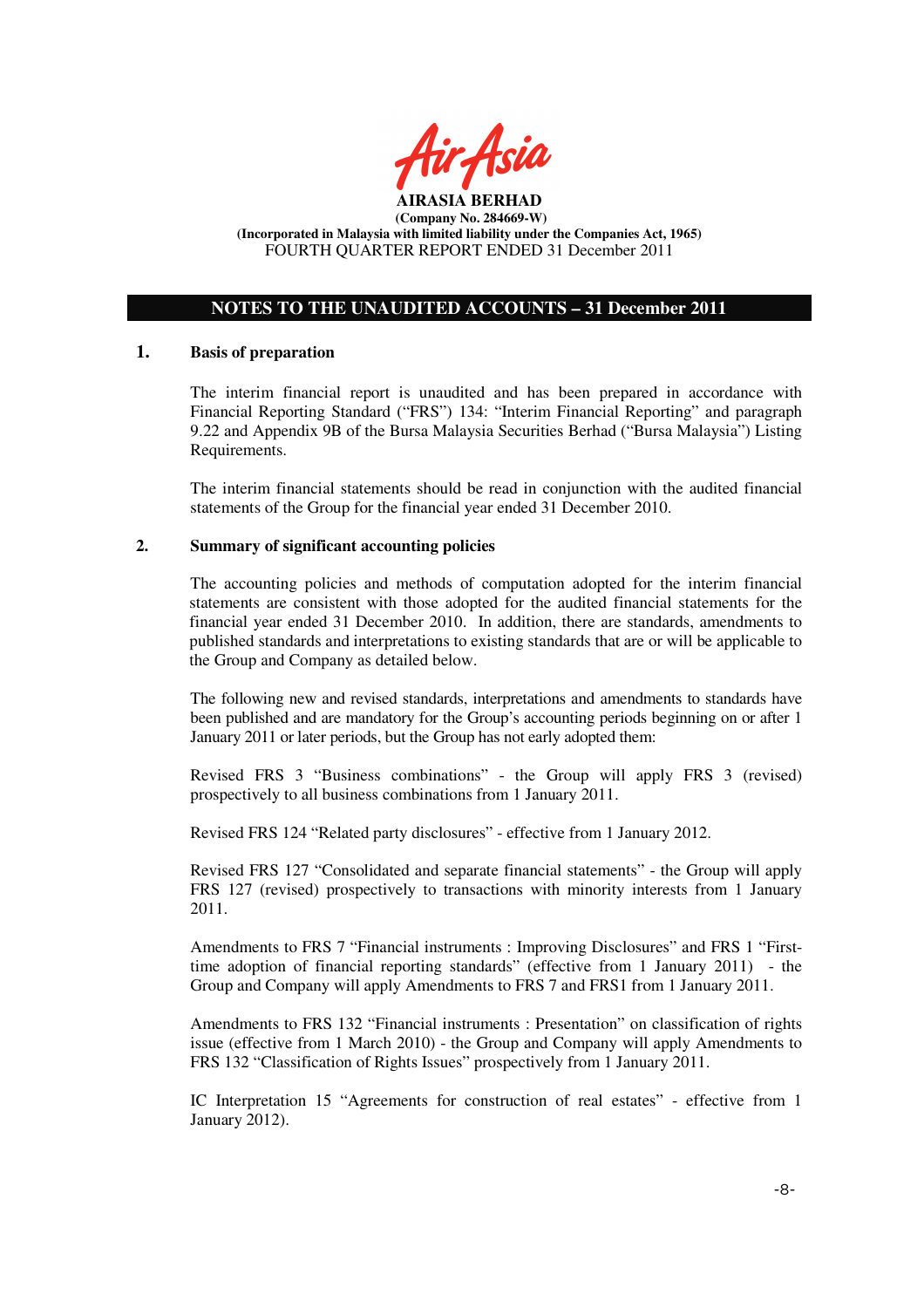**AIRASIA BERHAD**
**(Company No. 284669-W)**
**(Incorporated in Malaysia with limited liability under the Companies Act, 1965)**
FOURTH QUARTER REPORT ENDED 31 December 2011

## NOTES TO THE UNAUDITED ACCOUNTS – 31 December 2011

### 1. Basis of preparation

The interim financial report is unaudited and has been prepared in accordance with Financial Reporting Standard ("FRS") 134: "Interim Financial Reporting" and paragraph 9.22 and Appendix 9B of the Bursa Malaysia Securities Berhad ("Bursa Malaysia") Listing Requirements.

The interim financial statements should be read in conjunction with the audited financial statements of the Group for the financial year ended 31 December 2010.

### 2. Summary of significant accounting policies

The accounting policies and methods of computation adopted for the interim financial statements are consistent with those adopted for the audited financial statements for the financial year ended 31 December 2010. In addition, there are standards, amendments to published standards and interpretations to existing standards that are or will be applicable to the Group and Company as detailed below.

The following new and revised standards, interpretations and amendments to standards have been published and are mandatory for the Group's accounting periods beginning on or after 1 January 2011 or later periods, but the Group has not early adopted them:

Revised FRS 3 "Business combinations" - the Group will apply FRS 3 (revised) prospectively to all business combinations from 1 January 2011.

Revised FRS 124 "Related party disclosures" - effective from 1 January 2012.

Revised FRS 127 "Consolidated and separate financial statements" - the Group will apply FRS 127 (revised) prospectively to transactions with minority interests from 1 January 2011.

Amendments to FRS 7 "Financial instruments : Improving Disclosures" and FRS 1 "First-time adoption of financial reporting standards" (effective from 1 January 2011) - the Group and Company will apply Amendments to FRS 7 and FRS1 from 1 January 2011.

Amendments to FRS 132 "Financial instruments : Presentation" on classification of rights issue (effective from 1 March 2010) - the Group and Company will apply Amendments to FRS 132 "Classification of Rights Issues" prospectively from 1 January 2011.

IC Interpretation 15 "Agreements for construction of real estates" - effective from 1 January 2012).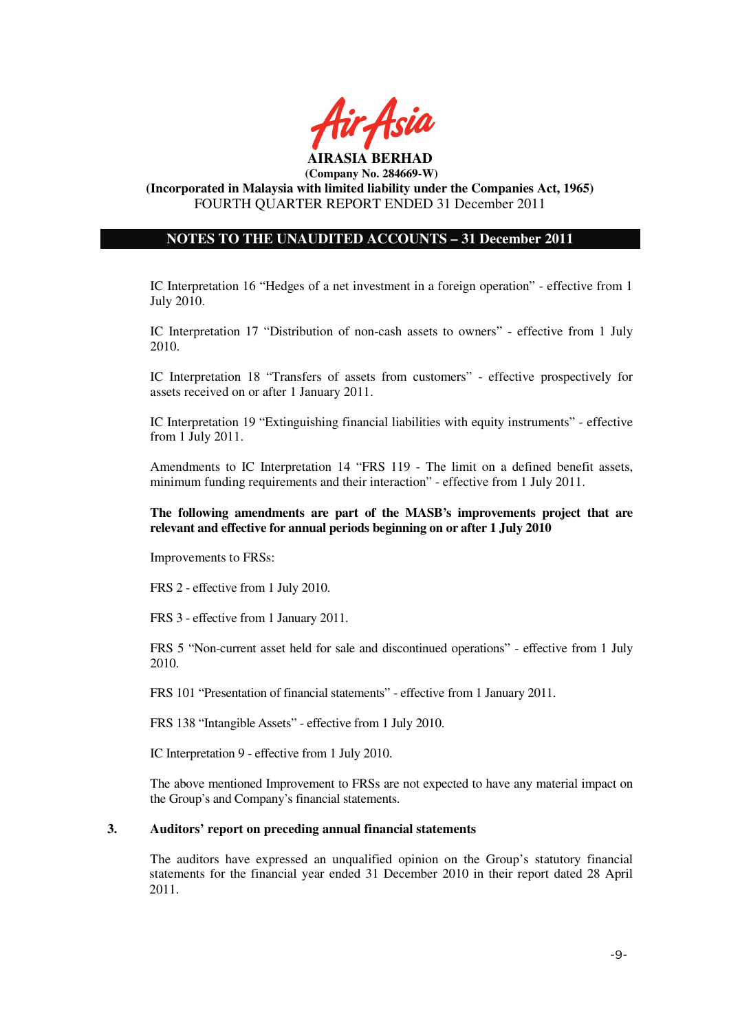IC Interpretation 16 "Hedges of a net investment in a foreign operation" - effective from 1 July 2010.

IC Interpretation 17 "Distribution of non-cash assets to owners" - effective from 1 July 2010.

IC Interpretation 18 "Transfers of assets from customers" - effective prospectively for assets received on or after 1 January 2011.

IC Interpretation 19 "Extinguishing financial liabilities with equity instruments" - effective from 1 July 2011.

Amendments to IC Interpretation 14 "FRS 119 - The limit on a defined benefit assets, minimum funding requirements and their interaction" - effective from 1 July 2011.

**The following amendments are part of the MASB's improvements project that are relevant and effective for annual periods beginning on or after 1 July 2010**

Improvements to FRSs:

FRS 2 - effective from 1 July 2010.

FRS 3 - effective from 1 January 2011.

FRS 5 "Non-current asset held for sale and discontinued operations" - effective from 1 July 2010.

FRS 101 "Presentation of financial statements" - effective from 1 January 2011.

FRS 138 "Intangible Assets" - effective from 1 July 2010.

IC Interpretation 9 - effective from 1 July 2010.

The above mentioned Improvement to FRSs are not expected to have any material impact on the Group's and Company's financial statements.

## 3. Auditors' report on preceding annual financial statements

The auditors have expressed an unqualified opinion on the Group's statutory financial statements for the financial year ended 31 December 2010 in their report dated 28 April 2011.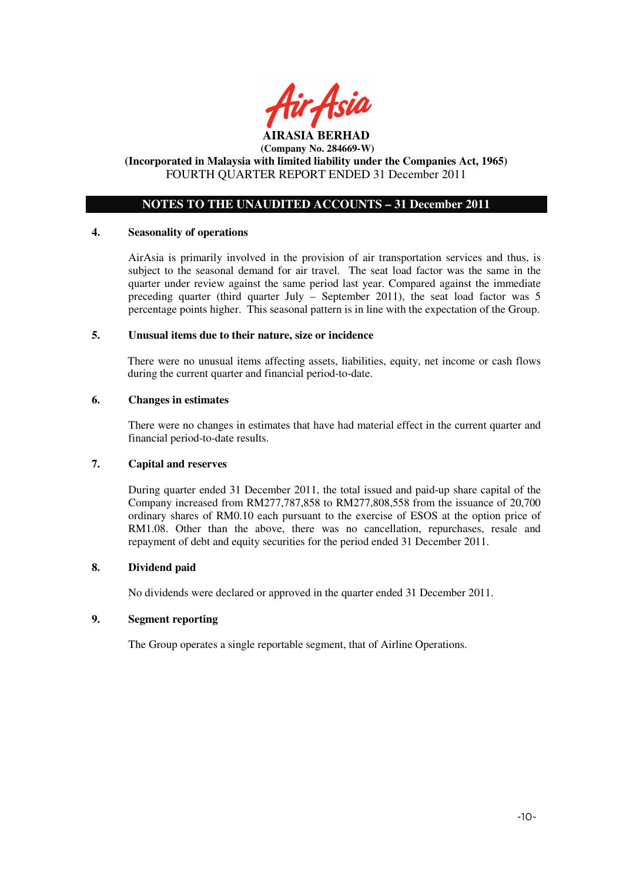**AIRASIA BERHAD**
**(Company No. 284669-W)**
**(Incorporated in Malaysia with limited liability under the Companies Act, 1965)**
FOURTH QUARTER REPORT ENDED 31 December 2011

## NOTES TO THE UNAUDITED ACCOUNTS – 31 December 2011

### 4. Seasonality of operations

AirAsia is primarily involved in the provision of air transportation services and thus, is subject to the seasonal demand for air travel. The seat load factor was the same in the quarter under review against the same period last year. Compared against the immediate preceding quarter (third quarter July – September 2011), the seat load factor was 5 percentage points higher. This seasonal pattern is in line with the expectation of the Group.

### 5. Unusual items due to their nature, size or incidence

There were no unusual items affecting assets, liabilities, equity, net income or cash flows during the current quarter and financial period-to-date.

### 6. Changes in estimates

There were no changes in estimates that have had material effect in the current quarter and financial period-to-date results.

### 7. Capital and reserves

During quarter ended 31 December 2011, the total issued and paid-up share capital of the Company increased from RM277,787,858 to RM277,808,558 from the issuance of 20,700 ordinary shares of RM0.10 each pursuant to the exercise of ESOS at the option price of RM1.08. Other than the above, there was no cancellation, repurchases, resale and repayment of debt and equity securities for the period ended 31 December 2011.

### 8. Dividend paid

No dividends were declared or approved in the quarter ended 31 December 2011.

### 9. Segment reporting

The Group operates a single reportable segment, that of Airline Operations.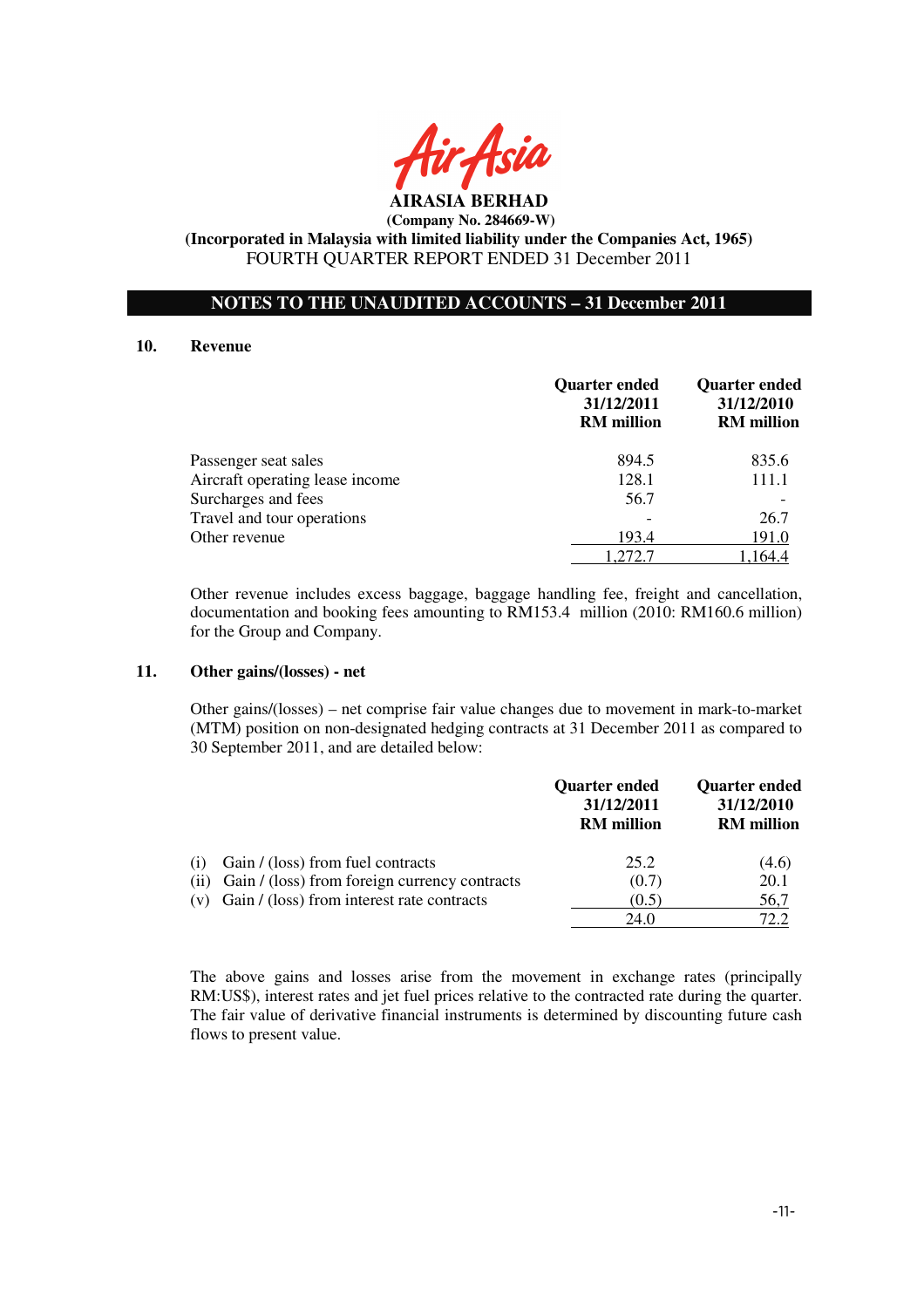**AIRASIA BERHAD**
**(Company No. 284669-W)**
**(Incorporated in Malaysia with limited liability under the Companies Act, 1965)**
FOURTH QUARTER REPORT ENDED 31 December 2011

## NOTES TO THE UNAUDITED ACCOUNTS – 31 December 2011

### 10. Revenue

| | Quarter ended 31/12/2011 RM million | Quarter ended 31/12/2010 RM million |
|---|---|---|
| Passenger seat sales | 894.5 | 835.6 |
| Aircraft operating lease income | 128.1 | 111.1 |
| Surcharges and fees | 56.7 | - |
| Travel and tour operations | - | 26.7 |
| Other revenue | 193.4 | 191.0 |
| | 1,272.7 | 1,164.4 |

Other revenue includes excess baggage, baggage handling fee, freight and cancellation, documentation and booking fees amounting to RM153.4 million (2010: RM160.6 million) for the Group and Company.

### 11. Other gains/(losses) - net

Other gains/(losses) – net comprise fair value changes due to movement in mark-to-market (MTM) position on non-designated hedging contracts at 31 December 2011 as compared to 30 September 2011, and are detailed below:

| | Quarter ended 31/12/2011 RM million | Quarter ended 31/12/2010 RM million |
|---|---|---|
| (i) Gain / (loss) from fuel contracts | 25.2 | (4.6) |
| (ii) Gain / (loss) from foreign currency contracts | (0.7) | 20.1 |
| (v) Gain / (loss) from interest rate contracts | (0.5) | 56,7 |
| | 24.0 | 72.2 |

The above gains and losses arise from the movement in exchange rates (principally RM:US$), interest rates and jet fuel prices relative to the contracted rate during the quarter. The fair value of derivative financial instruments is determined by discounting future cash flows to present value.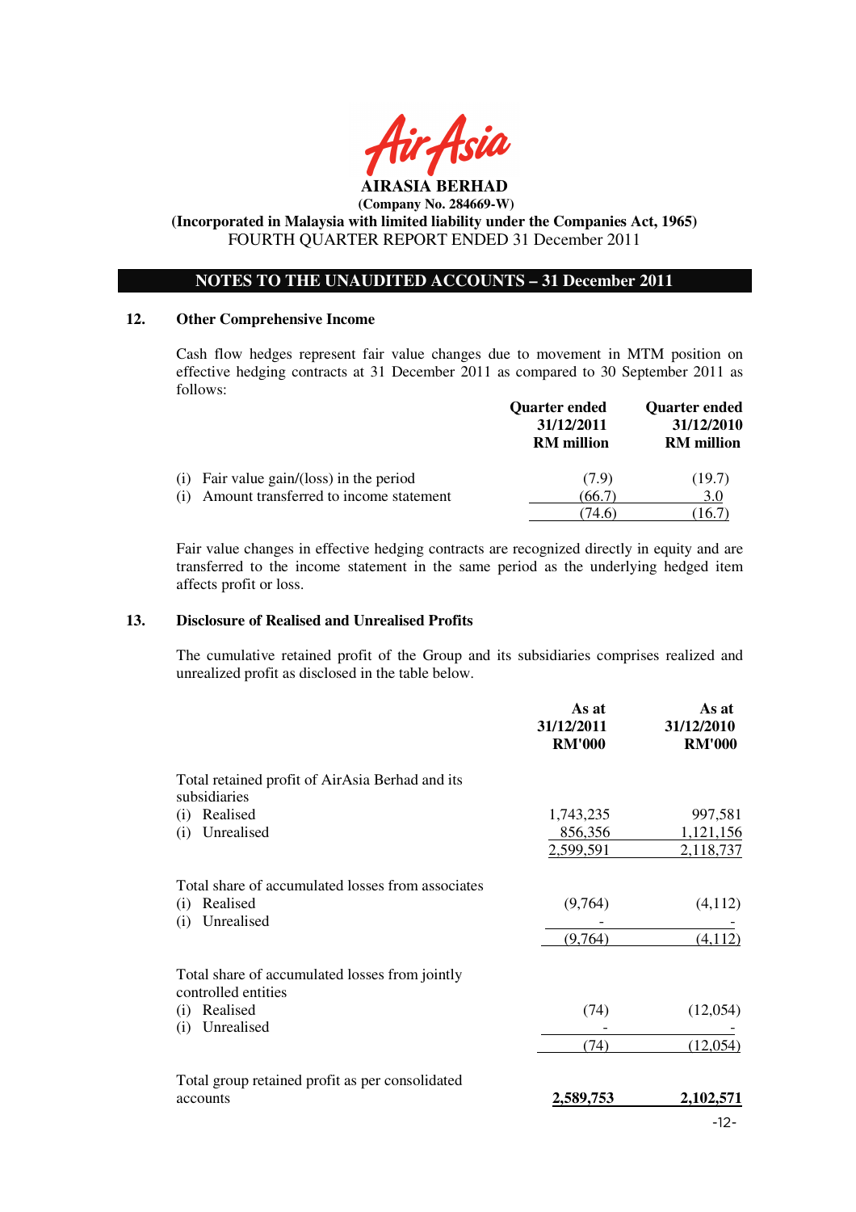**AIRASIA BERHAD**

**(Company No. 284669-W)**

**(Incorporated in Malaysia with limited liability under the Companies Act, 1965)**

FOURTH QUARTER REPORT ENDED 31 December 2011

## NOTES TO THE UNAUDITED ACCOUNTS – 31 December 2011

### 12. Other Comprehensive Income

Cash flow hedges represent fair value changes due to movement in MTM position on effective hedging contracts at 31 December 2011 as compared to 30 September 2011 as follows:

| | Quarter ended 31/12/2011 RM million | Quarter ended 31/12/2010 RM million |
|---|---|---|
| (i) Fair value gain/(loss) in the period | (7.9) | (19.7) |
| (i) Amount transferred to income statement | (66.7) | 3.0 |
| | (74.6) | (16.7) |

Fair value changes in effective hedging contracts are recognized directly in equity and are transferred to the income statement in the same period as the underlying hedged item affects profit or loss.

### 13. Disclosure of Realised and Unrealised Profits

The cumulative retained profit of the Group and its subsidiaries comprises realized and unrealized profit as disclosed in the table below.

| | As at 31/12/2011 RM'000 | As at 31/12/2010 RM'000 |
|---|---|---|
| Total retained profit of AirAsia Berhad and its subsidiaries | | |
| (i) Realised | 1,743,235 | 997,581 |
| (i) Unrealised | 856,356 | 1,121,156 |
| | 2,599,591 | 2,118,737 |
| Total share of accumulated losses from associates | | |
| (i) Realised | (9,764) | (4,112) |
| (i) Unrealised | - | - |
| | (9,764) | (4,112) |
| Total share of accumulated losses from jointly controlled entities | | |
| (i) Realised | (74) | (12,054) |
| (i) Unrealised | - | - |
| | (74) | (12,054) |
| Total group retained profit as per consolidated accounts | **2,589,753** | **2,102,571** |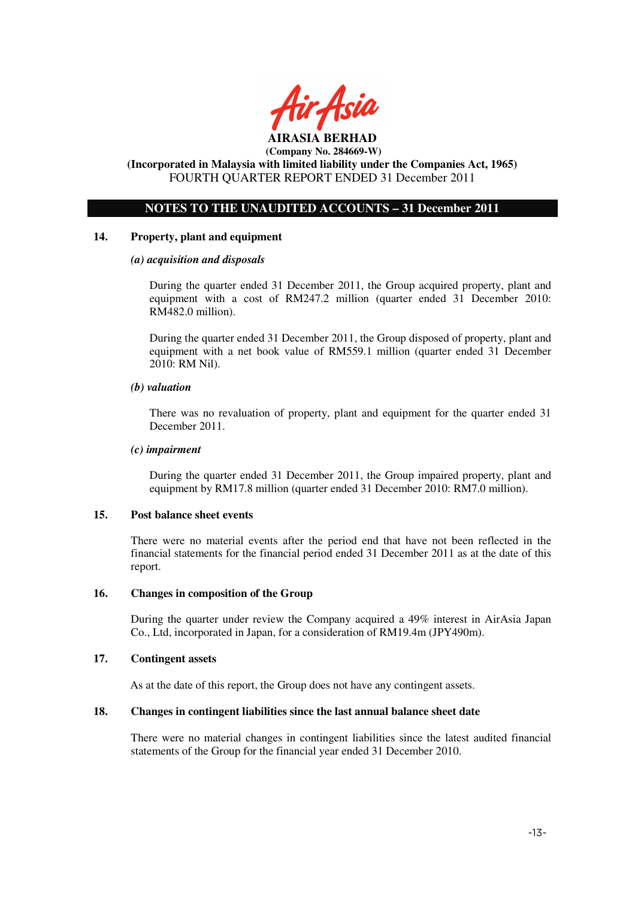**AIRASIA BERHAD**
**(Company No. 284669-W)**
**(Incorporated in Malaysia with limited liability under the Companies Act, 1965)**
FOURTH QUARTER REPORT ENDED 31 December 2011

## NOTES TO THE UNAUDITED ACCOUNTS – 31 December 2011

### 14. Property, plant and equipment

***(a) acquisition and disposals***

During the quarter ended 31 December 2011, the Group acquired property, plant and equipment with a cost of RM247.2 million (quarter ended 31 December 2010: RM482.0 million).

During the quarter ended 31 December 2011, the Group disposed of property, plant and equipment with a net book value of RM559.1 million (quarter ended 31 December 2010: RM Nil).

***(b) valuation***

There was no revaluation of property, plant and equipment for the quarter ended 31 December 2011.

***(c) impairment***

During the quarter ended 31 December 2011, the Group impaired property, plant and equipment by RM17.8 million (quarter ended 31 December 2010: RM7.0 million).

### 15. Post balance sheet events

There were no material events after the period end that have not been reflected in the financial statements for the financial period ended 31 December 2011 as at the date of this report.

### 16. Changes in composition of the Group

During the quarter under review the Company acquired a 49% interest in AirAsia Japan Co., Ltd, incorporated in Japan, for a consideration of RM19.4m (JPY490m).

### 17. Contingent assets

As at the date of this report, the Group does not have any contingent assets.

### 18. Changes in contingent liabilities since the last annual balance sheet date

There were no material changes in contingent liabilities since the latest audited financial statements of the Group for the financial year ended 31 December 2010.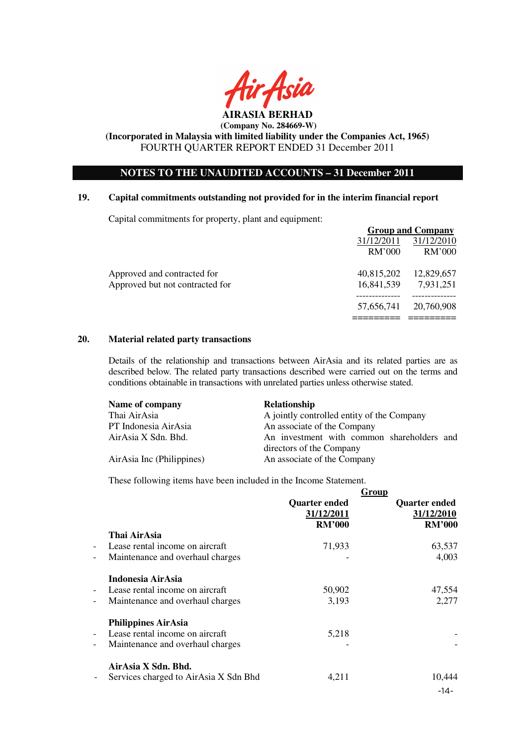**AIRASIA BERHAD**
**(Company No. 284669-W)**
**(Incorporated in Malaysia with limited liability under the Companies Act, 1965)**
FOURTH QUARTER REPORT ENDED 31 December 2011

## NOTES TO THE UNAUDITED ACCOUNTS – 31 December 2011

### 19. Capital commitments outstanding not provided for in the interim financial report

Capital commitments for property, plant and equipment:

| | Group and Company | |
|---|---|---|
| | 31/12/2011 | 31/12/2010 |
| | RM'000 | RM'000 |
| Approved and contracted for | 40,815,202 | 12,829,657 |
| Approved but not contracted for | 16,841,539 | 7,931,251 |
| | 57,656,741 | 20,760,908 |

### 20. Material related party transactions

Details of the relationship and transactions between AirAsia and its related parties are as described below. The related party transactions described were carried out on the terms and conditions obtainable in transactions with unrelated parties unless otherwise stated.

| Name of company | Relationship |
|---|---|
| Thai AirAsia | A jointly controlled entity of the Company |
| PT Indonesia AirAsia | An associate of the Company |
| AirAsia X Sdn. Bhd. | An investment with common shareholders and directors of the Company |
| AirAsia Inc (Philippines) | An associate of the Company |

These following items have been included in the Income Statement.

| | Group | |
|---|---|---|
| | **Quarter ended 31/12/2011 RM'000** | **Quarter ended 31/12/2010 RM'000** |
| **Thai AirAsia** | | |
| - Lease rental income on aircraft | 71,933 | 63,537 |
| - Maintenance and overhaul charges | - | 4,003 |
| **Indonesia AirAsia** | | |
| - Lease rental income on aircraft | 50,902 | 47,554 |
| - Maintenance and overhaul charges | 3,193 | 2,277 |
| **Philippines AirAsia** | | |
| - Lease rental income on aircraft | 5,218 | - |
| - Maintenance and overhaul charges | - | - |
| **AirAsia X Sdn. Bhd.** | | |
| - Services charged to AirAsia X Sdn Bhd | 4,211 | 10,444 |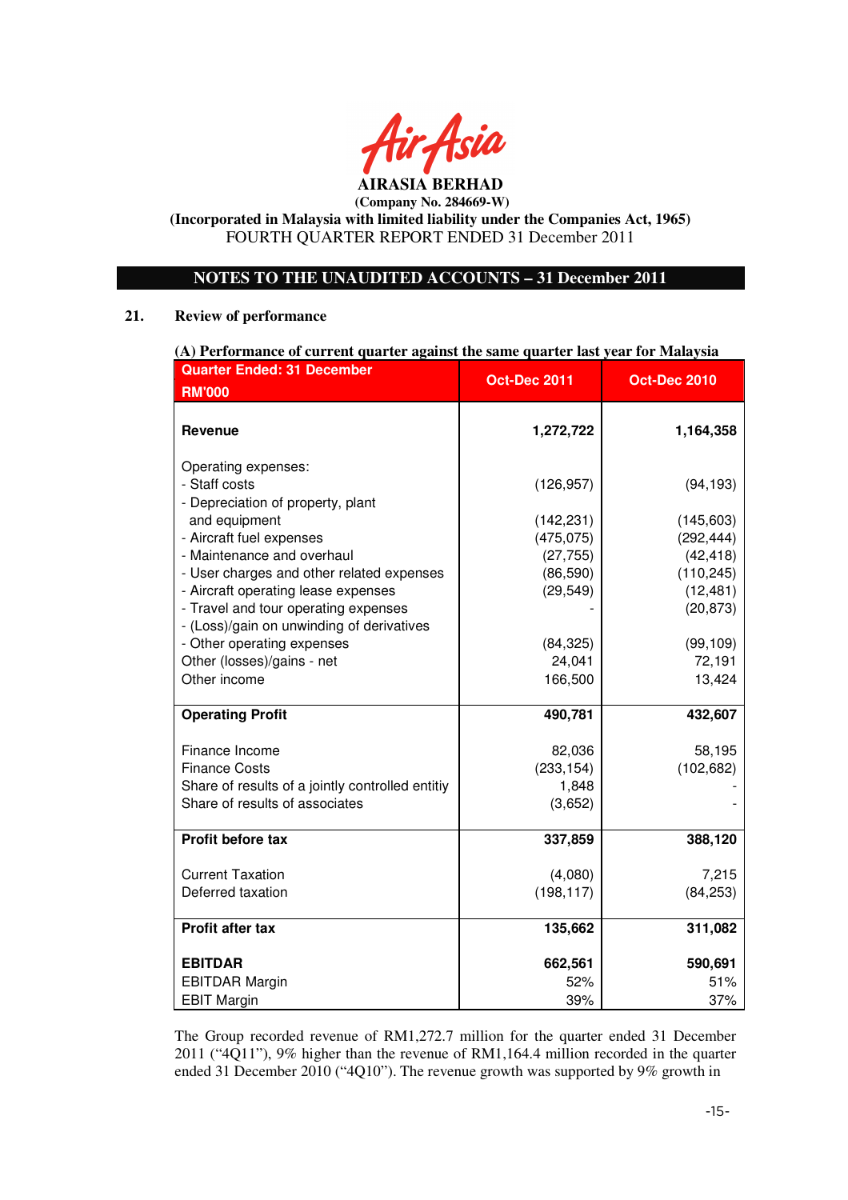AIRASIA BERHAD
(Company No. 284669-W)
(Incorporated in Malaysia with limited liability under the Companies Act, 1965)
FOURTH QUARTER REPORT ENDED 31 December 2011

## NOTES TO THE UNAUDITED ACCOUNTS – 31 December 2011

### 21. Review of performance

**(A) Performance of current quarter against the same quarter last year for Malaysia**

| Quarter Ended: 31 December RM'000 | Oct-Dec 2011 | Oct-Dec 2010 |
|---|---|---|
| **Revenue** | **1,272,722** | **1,164,358** |
| Operating expenses: | | |
| - Staff costs | (126,957) | (94,193) |
| - Depreciation of property, plant and equipment | (142,231) | (145,603) |
| - Aircraft fuel expenses | (475,075) | (292,444) |
| - Maintenance and overhaul | (27,755) | (42,418) |
| - User charges and other related expenses | (86,590) | (110,245) |
| - Aircraft operating lease expenses | (29,549) | (12,481) |
| - Travel and tour operating expenses | - | (20,873) |
| - (Loss)/gain on unwinding of derivatives | | |
| - Other operating expenses | (84,325) | (99,109) |
| Other (losses)/gains - net | 24,041 | 72,191 |
| Other income | 166,500 | 13,424 |
| **Operating Profit** | **490,781** | **432,607** |
| Finance Income | 82,036 | 58,195 |
| Finance Costs | (233,154) | (102,682) |
| Share of results of a jointly controlled entitiy | 1,848 | - |
| Share of results of associates | (3,652) | - |
| **Profit before tax** | **337,859** | **388,120** |
| Current Taxation | (4,080) | 7,215 |
| Deferred taxation | (198,117) | (84,253) |
| **Profit after tax** | **135,662** | **311,082** |
| **EBITDAR** | **662,561** | **590,691** |
| EBITDAR Margin | 52% | 51% |
| EBIT Margin | 39% | 37% |

The Group recorded revenue of RM1,272.7 million for the quarter ended 31 December 2011 ("4Q11"), 9% higher than the revenue of RM1,164.4 million recorded in the quarter ended 31 December 2010 ("4Q10"). The revenue growth was supported by 9% growth in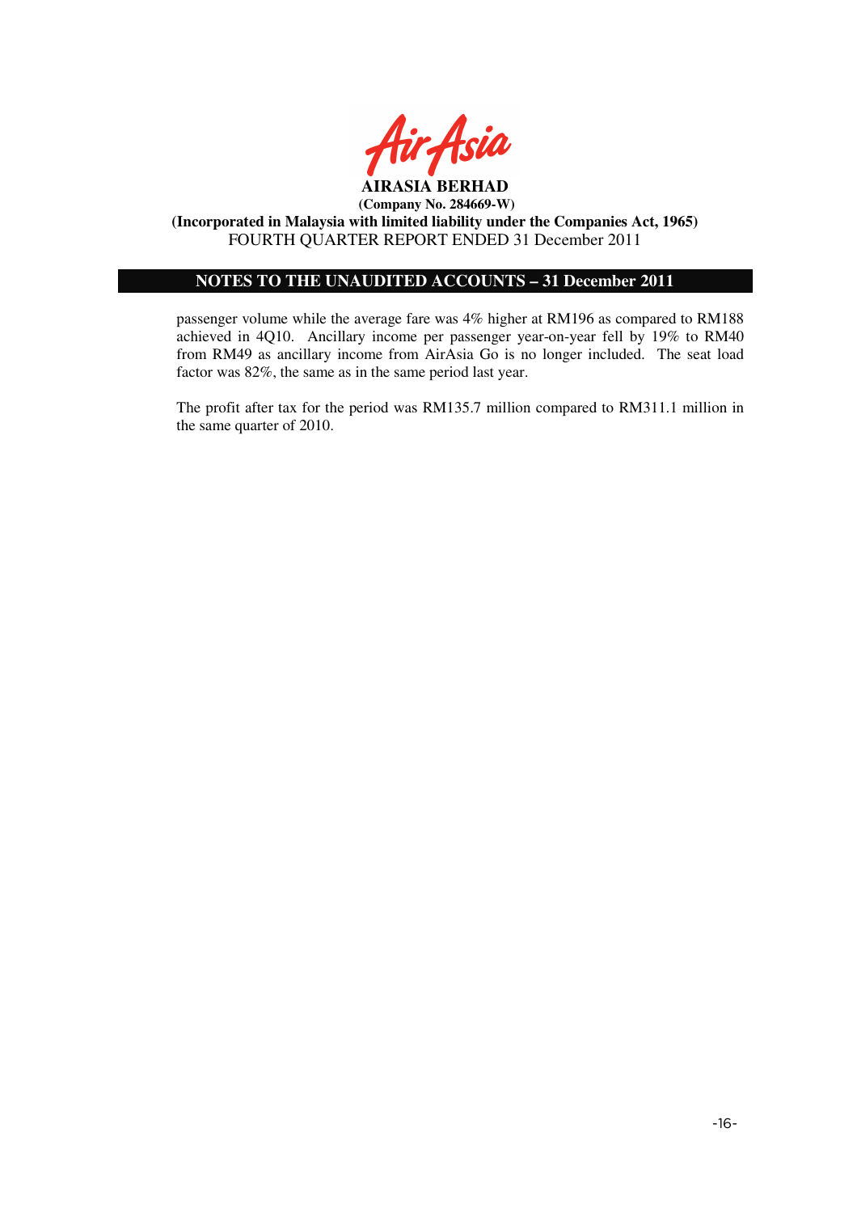passenger volume while the average fare was 4% higher at RM196 as compared to RM188 achieved in 4Q10. Ancillary income per passenger year-on-year fell by 19% to RM40 from RM49 as ancillary income from AirAsia Go is no longer included. The seat load factor was 82%, the same as in the same period last year.

The profit after tax for the period was RM135.7 million compared to RM311.1 million in the same quarter of 2010.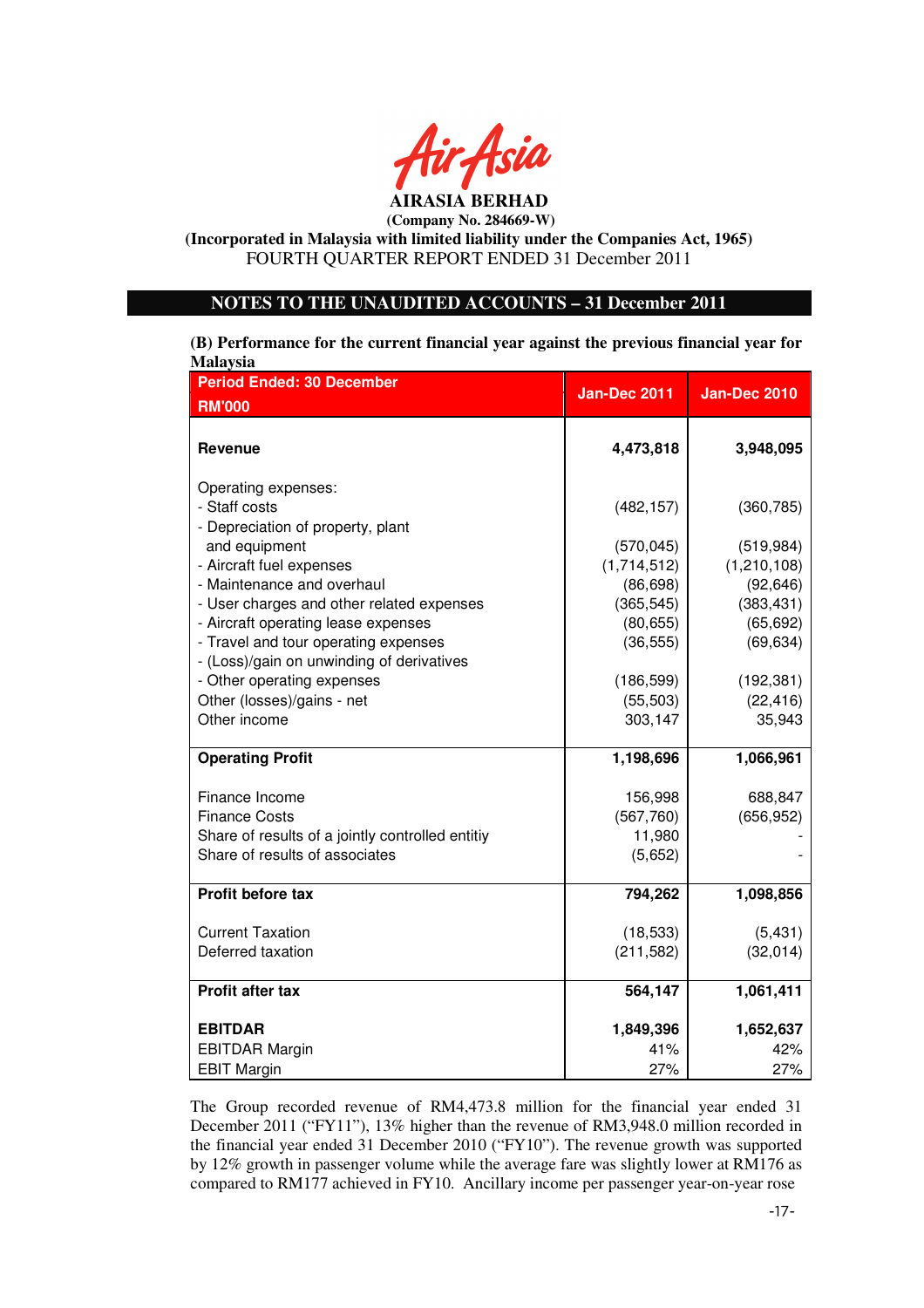**AIRASIA BERHAD**
**(Company No. 284669-W)**
**(Incorporated in Malaysia with limited liability under the Companies Act, 1965)**
FOURTH QUARTER REPORT ENDED 31 December 2011

## NOTES TO THE UNAUDITED ACCOUNTS – 31 December 2011

**(B) Performance for the current financial year against the previous financial year for Malaysia**

| Period Ended: 30 December RM'000 | Jan-Dec 2011 | Jan-Dec 2010 |
|---|---|---|
| **Revenue** | **4,473,818** | **3,948,095** |
| Operating expenses: | | |
| - Staff costs | (482,157) | (360,785) |
| - Depreciation of property, plant and equipment | (570,045) | (519,984) |
| - Aircraft fuel expenses | (1,714,512) | (1,210,108) |
| - Maintenance and overhaul | (86,698) | (92,646) |
| - User charges and other related expenses | (365,545) | (383,431) |
| - Aircraft operating lease expenses | (80,655) | (65,692) |
| - Travel and tour operating expenses | (36,555) | (69,634) |
| - (Loss)/gain on unwinding of derivatives | | |
| - Other operating expenses | (186,599) | (192,381) |
| Other (losses)/gains - net | (55,503) | (22,416) |
| Other income | 303,147 | 35,943 |
| **Operating Profit** | **1,198,696** | **1,066,961** |
| Finance Income | 156,998 | 688,847 |
| Finance Costs | (567,760) | (656,952) |
| Share of results of a jointly controlled entitiy | 11,980 | - |
| Share of results of associates | (5,652) | - |
| **Profit before tax** | **794,262** | **1,098,856** |
| Current Taxation | (18,533) | (5,431) |
| Deferred taxation | (211,582) | (32,014) |
| **Profit after tax** | **564,147** | **1,061,411** |
| **EBITDAR** | **1,849,396** | **1,652,637** |
| EBITDAR Margin | 41% | 42% |
| EBIT Margin | 27% | 27% |

The Group recorded revenue of RM4,473.8 million for the financial year ended 31 December 2011 ("FY11"), 13% higher than the revenue of RM3,948.0 million recorded in the financial year ended 31 December 2010 ("FY10"). The revenue growth was supported by 12% growth in passenger volume while the average fare was slightly lower at RM176 as compared to RM177 achieved in FY10. Ancillary income per passenger year-on-year rose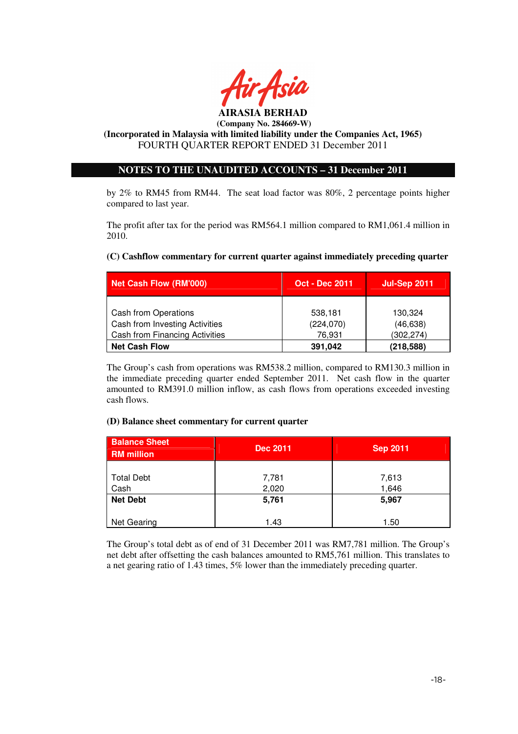AIRASIA BERHAD
(Company No. 284669-W)
(Incorporated in Malaysia with limited liability under the Companies Act, 1965)
FOURTH QUARTER REPORT ENDED 31 December 2011

## NOTES TO THE UNAUDITED ACCOUNTS – 31 December 2011

by 2% to RM45 from RM44. The seat load factor was 80%, 2 percentage points higher compared to last year.

The profit after tax for the period was RM564.1 million compared to RM1,061.4 million in 2010.

**(C) Cashflow commentary for current quarter against immediately preceding quarter**

| Net Cash Flow (RM'000) | Oct - Dec 2011 | Jul-Sep 2011 |
|---|---|---|
| Cash from Operations | 538,181 | 130,324 |
| Cash from Investing Activities | (224,070) | (46,638) |
| Cash from Financing Activities | 76,931 | (302,274) |
| **Net Cash Flow** | **391,042** | **(218,588)** |

The Group's cash from operations was RM538.2 million, compared to RM130.3 million in the immediate preceding quarter ended September 2011. Net cash flow in the quarter amounted to RM391.0 million inflow, as cash flows from operations exceeded investing cash flows.

**(D) Balance sheet commentary for current quarter**

| Balance Sheet RM million | Dec 2011 | Sep 2011 |
|---|---|---|
| Total Debt | 7,781 | 7,613 |
| Cash | 2,020 | 1,646 |
| **Net Debt** | **5,761** | **5,967** |
| Net Gearing | 1.43 | 1.50 |

The Group's total debt as of end of 31 December 2011 was RM7,781 million. The Group's net debt after offsetting the cash balances amounted to RM5,761 million. This translates to a net gearing ratio of 1.43 times, 5% lower than the immediately preceding quarter.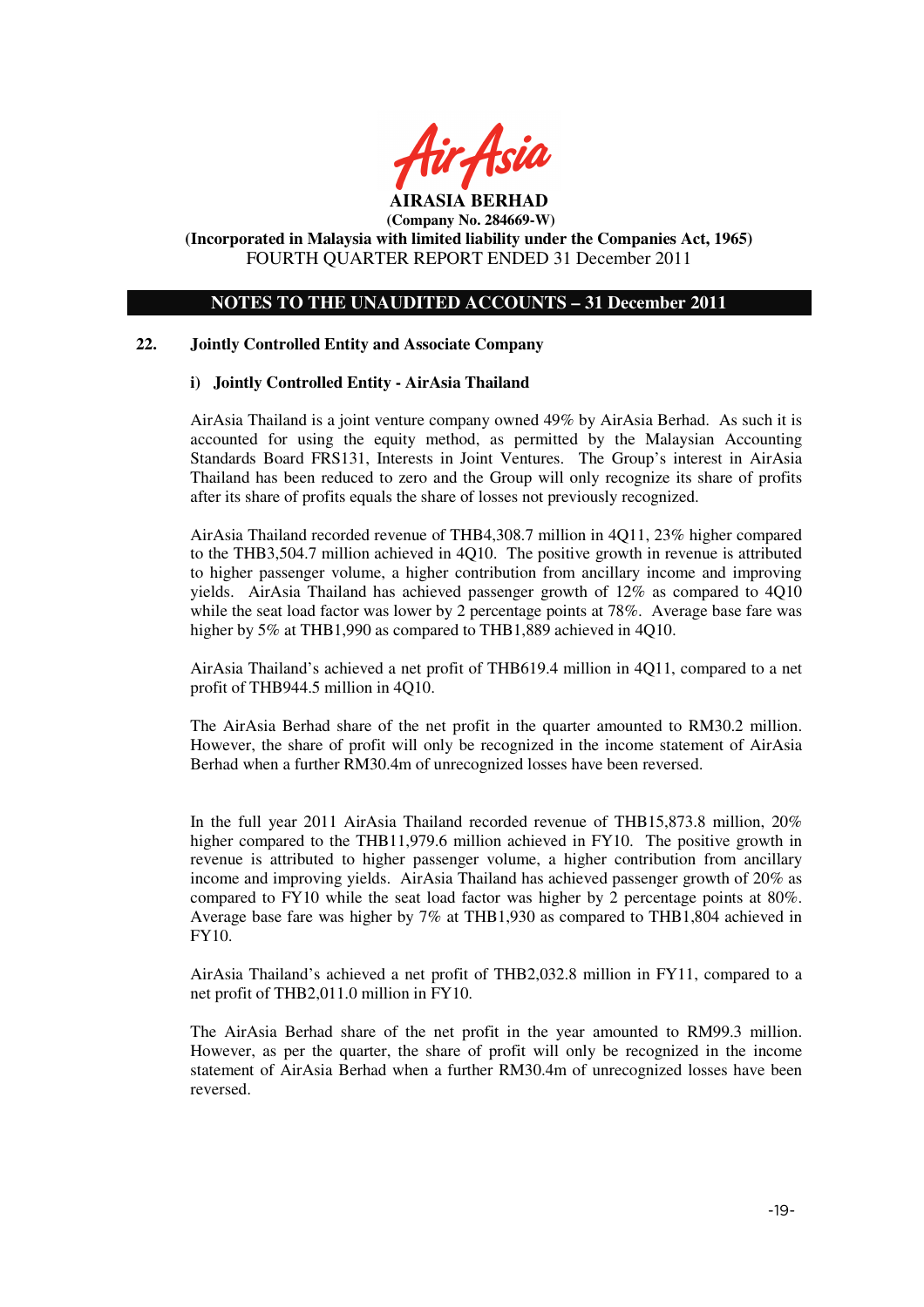**AIRASIA BERHAD**
**(Company No. 284669-W)**
**(Incorporated in Malaysia with limited liability under the Companies Act, 1965)**
FOURTH QUARTER REPORT ENDED 31 December 2011

## NOTES TO THE UNAUDITED ACCOUNTS – 31 December 2011

### 22. Jointly Controlled Entity and Associate Company

#### i) Jointly Controlled Entity - AirAsia Thailand

AirAsia Thailand is a joint venture company owned 49% by AirAsia Berhad. As such it is accounted for using the equity method, as permitted by the Malaysian Accounting Standards Board FRS131, Interests in Joint Ventures. The Group's interest in AirAsia Thailand has been reduced to zero and the Group will only recognize its share of profits after its share of profits equals the share of losses not previously recognized.

AirAsia Thailand recorded revenue of THB4,308.7 million in 4Q11, 23% higher compared to the THB3,504.7 million achieved in 4Q10. The positive growth in revenue is attributed to higher passenger volume, a higher contribution from ancillary income and improving yields. AirAsia Thailand has achieved passenger growth of 12% as compared to 4Q10 while the seat load factor was lower by 2 percentage points at 78%. Average base fare was higher by 5% at THB1,990 as compared to THB1,889 achieved in 4Q10.

AirAsia Thailand's achieved a net profit of THB619.4 million in 4Q11, compared to a net profit of THB944.5 million in 4Q10.

The AirAsia Berhad share of the net profit in the quarter amounted to RM30.2 million. However, the share of profit will only be recognized in the income statement of AirAsia Berhad when a further RM30.4m of unrecognized losses have been reversed.

In the full year 2011 AirAsia Thailand recorded revenue of THB15,873.8 million, 20% higher compared to the THB11,979.6 million achieved in FY10. The positive growth in revenue is attributed to higher passenger volume, a higher contribution from ancillary income and improving yields. AirAsia Thailand has achieved passenger growth of 20% as compared to FY10 while the seat load factor was higher by 2 percentage points at 80%. Average base fare was higher by 7% at THB1,930 as compared to THB1,804 achieved in FY10.

AirAsia Thailand's achieved a net profit of THB2,032.8 million in FY11, compared to a net profit of THB2,011.0 million in FY10.

The AirAsia Berhad share of the net profit in the year amounted to RM99.3 million. However, as per the quarter, the share of profit will only be recognized in the income statement of AirAsia Berhad when a further RM30.4m of unrecognized losses have been reversed.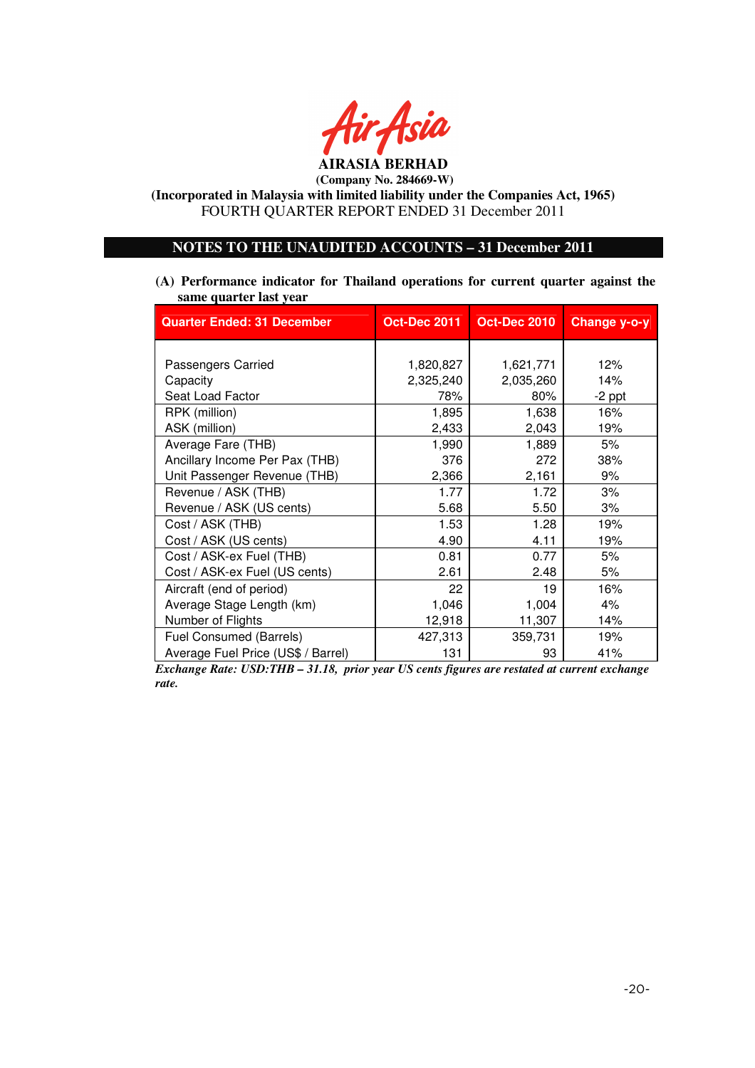**AIRASIA BERHAD**

**(Company No. 284669-W)**

**(Incorporated in Malaysia with limited liability under the Companies Act, 1965)**

FOURTH QUARTER REPORT ENDED 31 December 2011

## NOTES TO THE UNAUDITED ACCOUNTS – 31 December 2011

**(A) Performance indicator for Thailand operations for current quarter against the same quarter last year**

| Quarter Ended: 31 December | Oct-Dec 2011 | Oct-Dec 2010 | Change y-o-y |
|---|---|---|---|
| Passengers Carried | 1,820,827 | 1,621,771 | 12% |
| Capacity | 2,325,240 | 2,035,260 | 14% |
| Seat Load Factor | 78% | 80% | -2 ppt |
| RPK (million) | 1,895 | 1,638 | 16% |
| ASK (million) | 2,433 | 2,043 | 19% |
| Average Fare (THB) | 1,990 | 1,889 | 5% |
| Ancillary Income Per Pax (THB) | 376 | 272 | 38% |
| Unit Passenger Revenue (THB) | 2,366 | 2,161 | 9% |
| Revenue / ASK (THB) | 1.77 | 1.72 | 3% |
| Revenue / ASK (US cents) | 5.68 | 5.50 | 3% |
| Cost / ASK (THB) | 1.53 | 1.28 | 19% |
| Cost / ASK (US cents) | 4.90 | 4.11 | 19% |
| Cost / ASK-ex Fuel (THB) | 0.81 | 0.77 | 5% |
| Cost / ASK-ex Fuel (US cents) | 2.61 | 2.48 | 5% |
| Aircraft (end of period) | 22 | 19 | 16% |
| Average Stage Length (km) | 1,046 | 1,004 | 4% |
| Number of Flights | 12,918 | 11,307 | 14% |
| Fuel Consumed (Barrels) | 427,313 | 359,731 | 19% |
| Average Fuel Price (US$ / Barrel) | 131 | 93 | 41% |

***Exchange Rate: USD:THB – 31.18, prior year US cents figures are restated at current exchange rate.***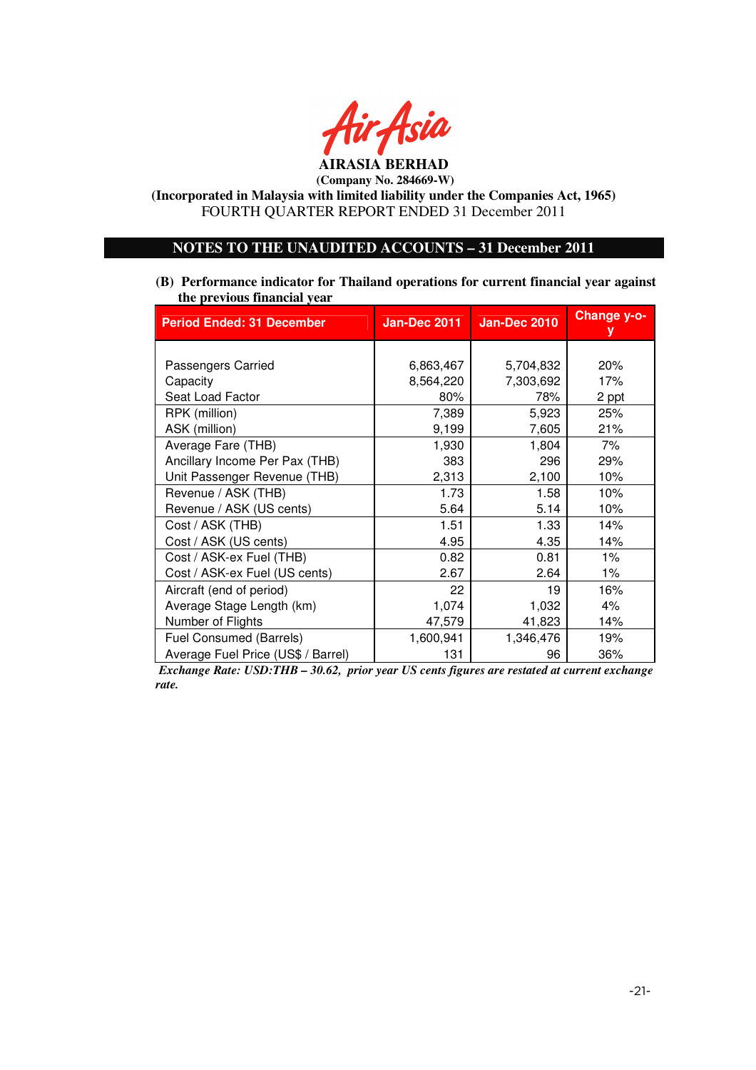**AIRASIA BERHAD**
**(Company No. 284669-W)**
**(Incorporated in Malaysia with limited liability under the Companies Act, 1965)**
FOURTH QUARTER REPORT ENDED 31 December 2011

## NOTES TO THE UNAUDITED ACCOUNTS – 31 December 2011

**(B) Performance indicator for Thailand operations for current financial year against the previous financial year**

| Period Ended: 31 December | Jan-Dec 2011 | Jan-Dec 2010 | Change y-o-y |
|---|---|---|---|
| Passengers Carried | 6,863,467 | 5,704,832 | 20% |
| Capacity | 8,564,220 | 7,303,692 | 17% |
| Seat Load Factor | 80% | 78% | 2 ppt |
| RPK (million) | 7,389 | 5,923 | 25% |
| ASK (million) | 9,199 | 7,605 | 21% |
| Average Fare (THB) | 1,930 | 1,804 | 7% |
| Ancillary Income Per Pax (THB) | 383 | 296 | 29% |
| Unit Passenger Revenue (THB) | 2,313 | 2,100 | 10% |
| Revenue / ASK (THB) | 1.73 | 1.58 | 10% |
| Revenue / ASK (US cents) | 5.64 | 5.14 | 10% |
| Cost / ASK (THB) | 1.51 | 1.33 | 14% |
| Cost / ASK (US cents) | 4.95 | 4.35 | 14% |
| Cost / ASK-ex Fuel (THB) | 0.82 | 0.81 | 1% |
| Cost / ASK-ex Fuel (US cents) | 2.67 | 2.64 | 1% |
| Aircraft (end of period) | 22 | 19 | 16% |
| Average Stage Length (km) | 1,074 | 1,032 | 4% |
| Number of Flights | 47,579 | 41,823 | 14% |
| Fuel Consumed (Barrels) | 1,600,941 | 1,346,476 | 19% |
| Average Fuel Price (US$ / Barrel) | 131 | 96 | 36% |

*Exchange Rate: USD:THB – 30.62, prior year US cents figures are restated at current exchange rate.*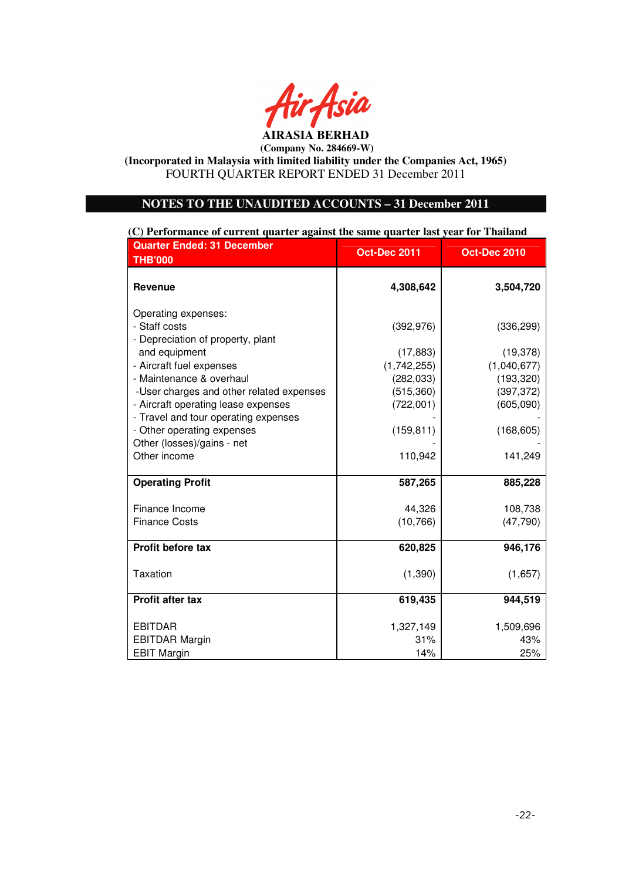**AIRASIA BERHAD**

**(Company No. 284669-W)**

**(Incorporated in Malaysia with limited liability under the Companies Act, 1965)**

FOURTH QUARTER REPORT ENDED 31 December 2011

## NOTES TO THE UNAUDITED ACCOUNTS – 31 December 2011

**(C) Performance of current quarter against the same quarter last year for Thailand**

| Quarter Ended: 31 December THB'000 | Oct-Dec 2011 | Oct-Dec 2010 |
|---|---|---|
| **Revenue** | **4,308,642** | **3,504,720** |
| Operating expenses: | | |
| - Staff costs | (392,976) | (336,299) |
| - Depreciation of property, plant and equipment | (17,883) | (19,378) |
| - Aircraft fuel expenses | (1,742,255) | (1,040,677) |
| - Maintenance & overhaul | (282,033) | (193,320) |
| -User charges and other related expenses | (515,360) | (397,372) |
| - Aircraft operating lease expenses | (722,001) | (605,090) |
| - Travel and tour operating expenses | - | - |
| - Other operating expenses | (159,811) | (168,605) |
| Other (losses)/gains - net | - | - |
| Other income | 110,942 | 141,249 |
| **Operating Profit** | **587,265** | **885,228** |
| Finance Income | 44,326 | 108,738 |
| Finance Costs | (10,766) | (47,790) |
| **Profit before tax** | **620,825** | **946,176** |
| Taxation | (1,390) | (1,657) |
| **Profit after tax** | **619,435** | **944,519** |
| EBITDAR | 1,327,149 | 1,509,696 |
| EBITDAR Margin | 31% | 43% |
| EBIT Margin | 14% | 25% |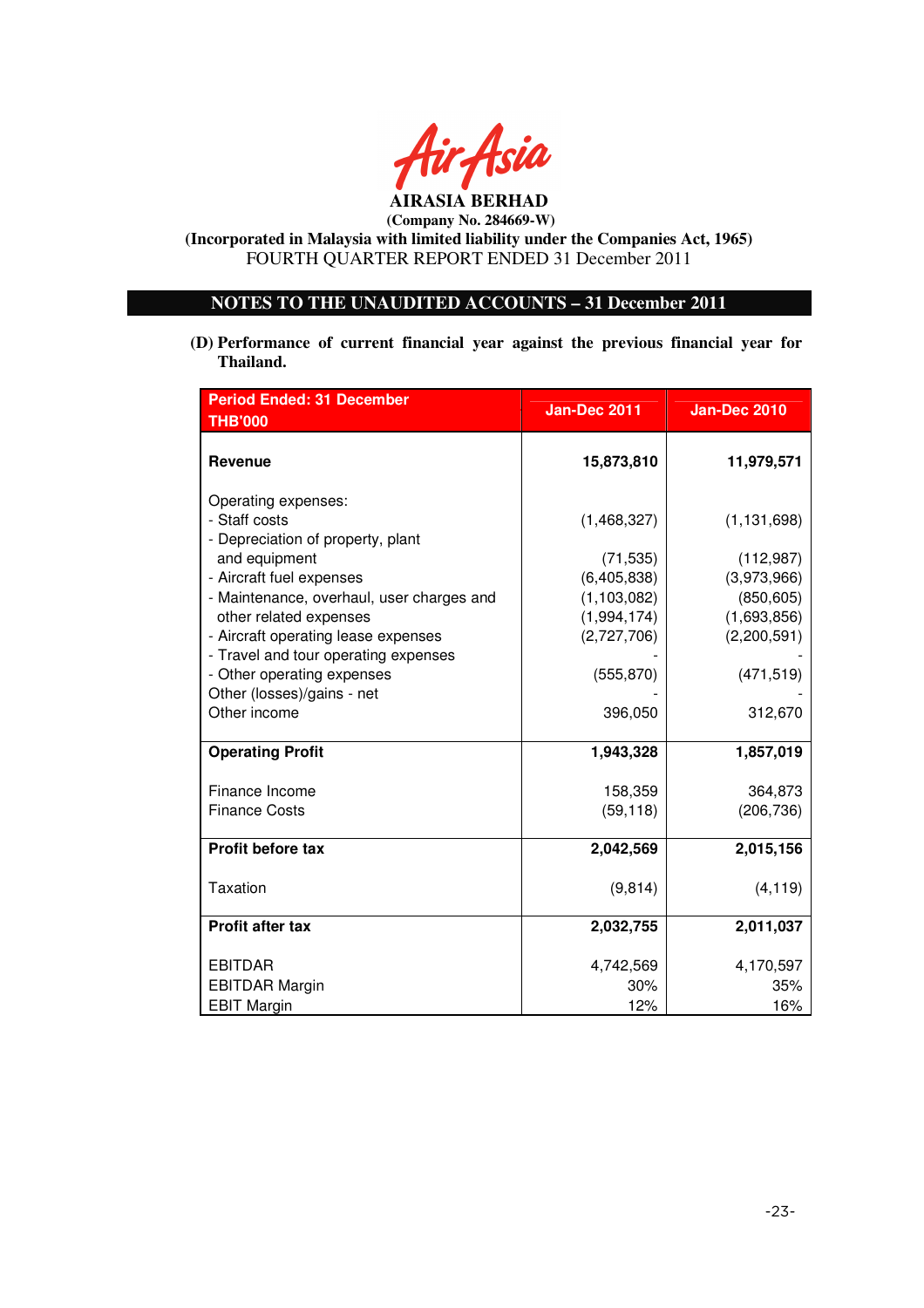AirAsia

**AIRASIA BERHAD**
**(Company No. 284669-W)**
**(Incorporated in Malaysia with limited liability under the Companies Act, 1965)**
FOURTH QUARTER REPORT ENDED 31 December 2011

## NOTES TO THE UNAUDITED ACCOUNTS – 31 December 2011

**(D) Performance of current financial year against the previous financial year for Thailand.**

| Period Ended: 31 December<br>THB'000 | Jan-Dec 2011 | Jan-Dec 2010 |
|---|---|---|
| **Revenue** | **15,873,810** | **11,979,571** |
| Operating expenses: | | |
| - Staff costs | (1,468,327) | (1,131,698) |
| - Depreciation of property, plant and equipment | (71,535) | (112,987) |
| - Aircraft fuel expenses | (6,405,838) | (3,973,966) |
| - Maintenance, overhaul, user charges and other related expenses | (1,103,082) | (850,605) |
| | (1,994,174) | (1,693,856) |
| - Aircraft operating lease expenses | (2,727,706) | (2,200,591) |
| - Travel and tour operating expenses | - | - |
| - Other operating expenses | (555,870) | (471,519) |
| Other (losses)/gains - net | - | - |
| Other income | 396,050 | 312,670 |
| **Operating Profit** | **1,943,328** | **1,857,019** |
| Finance Income | 158,359 | 364,873 |
| Finance Costs | (59,118) | (206,736) |
| **Profit before tax** | **2,042,569** | **2,015,156** |
| Taxation | (9,814) | (4,119) |
| **Profit after tax** | **2,032,755** | **2,011,037** |
| EBITDAR | 4,742,569 | 4,170,597 |
| EBITDAR Margin | 30% | 35% |
| EBIT Margin | 12% | 16% |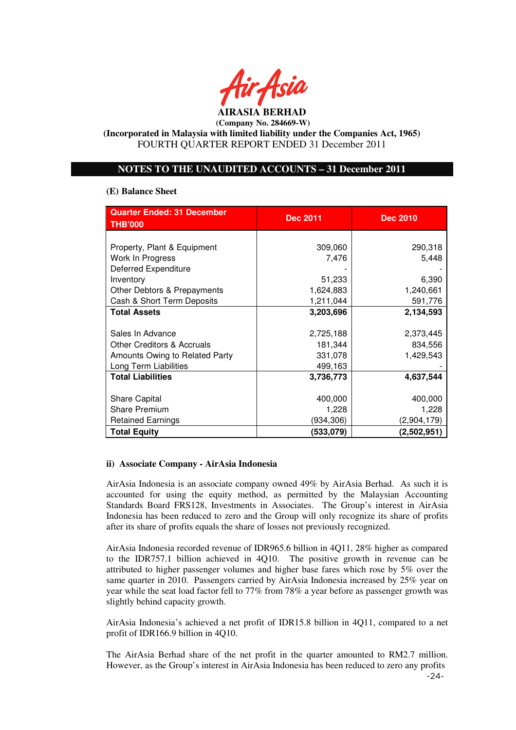**AIRASIA BERHAD**
**(Company No. 284669-W)**
**(Incorporated in Malaysia with limited liability under the Companies Act, 1965)**
FOURTH QUARTER REPORT ENDED 31 December 2011

## NOTES TO THE UNAUDITED ACCOUNTS – 31 December 2011

**(E) Balance Sheet**

| Quarter Ended: 31 December THB'000 | Dec 2011 | Dec 2010 |
|---|---|---|
| Property, Plant & Equipment | 309,060 | 290,318 |
| Work In Progress | 7,476 | 5,448 |
| Deferred Expenditure | - | - |
| Inventory | 51,233 | 6,390 |
| Other Debtors & Prepayments | 1,624,883 | 1,240,661 |
| Cash & Short Term Deposits | 1,211,044 | 591,776 |
| **Total Assets** | **3,203,696** | **2,134,593** |
| Sales In Advance | 2,725,188 | 2,373,445 |
| Other Creditors & Accruals | 181,344 | 834,556 |
| Amounts Owing to Related Party | 331,078 | 1,429,543 |
| Long Term Liabilities | 499,163 | - |
| **Total Liabilities** | **3,736,773** | **4,637,544** |
| Share Capital | 400,000 | 400,000 |
| Share Premium | 1,228 | 1,228 |
| Retained Earnings | (934,306) | (2,904,179) |
| **Total Equity** | **(533,079)** | **(2,502,951)** |

**ii) Associate Company - AirAsia Indonesia**

AirAsia Indonesia is an associate company owned 49% by AirAsia Berhad. As such it is accounted for using the equity method, as permitted by the Malaysian Accounting Standards Board FRS128, Investments in Associates. The Group's interest in AirAsia Indonesia has been reduced to zero and the Group will only recognize its share of profits after its share of profits equals the share of losses not previously recognized.

AirAsia Indonesia recorded revenue of IDR965.6 billion in 4Q11, 28% higher as compared to the IDR757.1 billion achieved in 4Q10. The positive growth in revenue can be attributed to higher passenger volumes and higher base fares which rose by 5% over the same quarter in 2010. Passengers carried by AirAsia Indonesia increased by 25% year on year while the seat load factor fell to 77% from 78% a year before as passenger growth was slightly behind capacity growth.

AirAsia Indonesia's achieved a net profit of IDR15.8 billion in 4Q11, compared to a net profit of IDR166.9 billion in 4Q10.

The AirAsia Berhad share of the net profit in the quarter amounted to RM2.7 million. However, as the Group's interest in AirAsia Indonesia has been reduced to zero any profits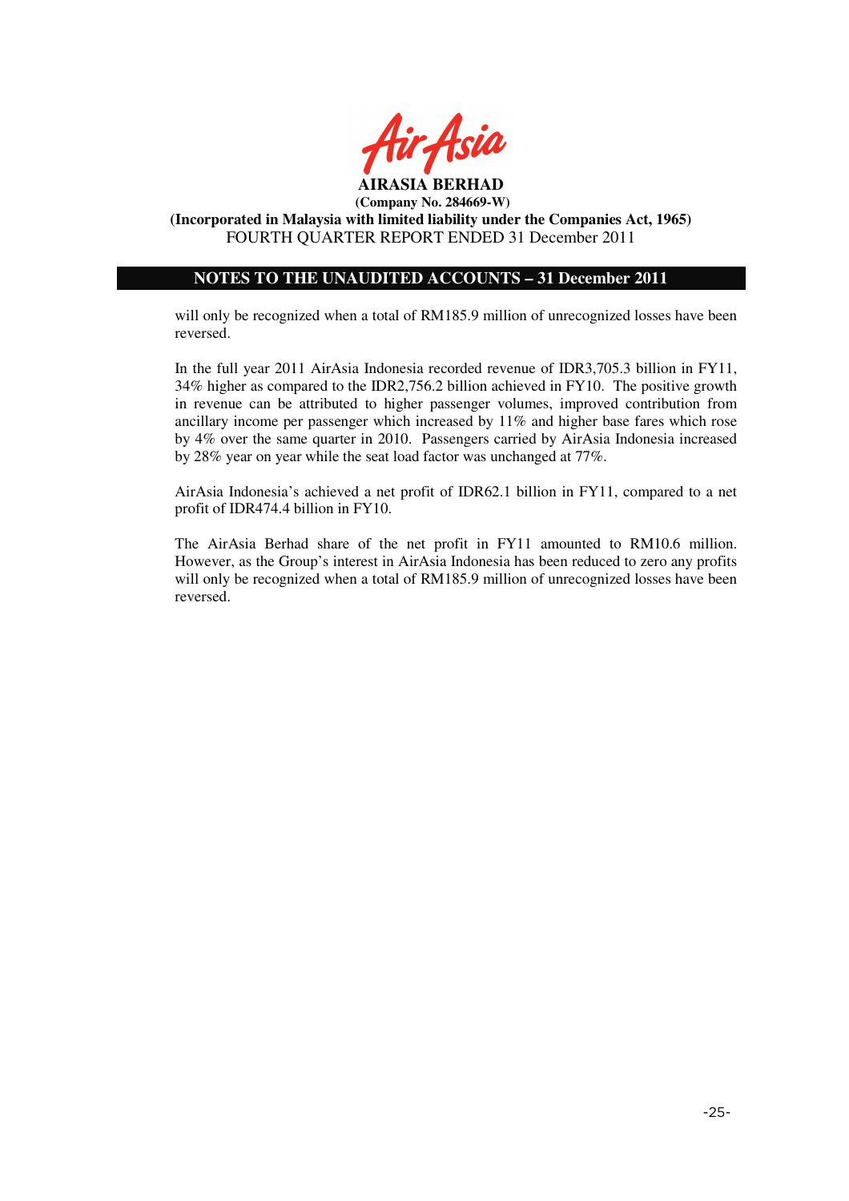will only be recognized when a total of RM185.9 million of unrecognized losses have been reversed.

In the full year 2011 AirAsia Indonesia recorded revenue of IDR3,705.3 billion in FY11, 34% higher as compared to the IDR2,756.2 billion achieved in FY10. The positive growth in revenue can be attributed to higher passenger volumes, improved contribution from ancillary income per passenger which increased by 11% and higher base fares which rose by 4% over the same quarter in 2010. Passengers carried by AirAsia Indonesia increased by 28% year on year while the seat load factor was unchanged at 77%.

AirAsia Indonesia's achieved a net profit of IDR62.1 billion in FY11, compared to a net profit of IDR474.4 billion in FY10.

The AirAsia Berhad share of the net profit in FY11 amounted to RM10.6 million. However, as the Group's interest in AirAsia Indonesia has been reduced to zero any profits will only be recognized when a total of RM185.9 million of unrecognized losses have been reversed.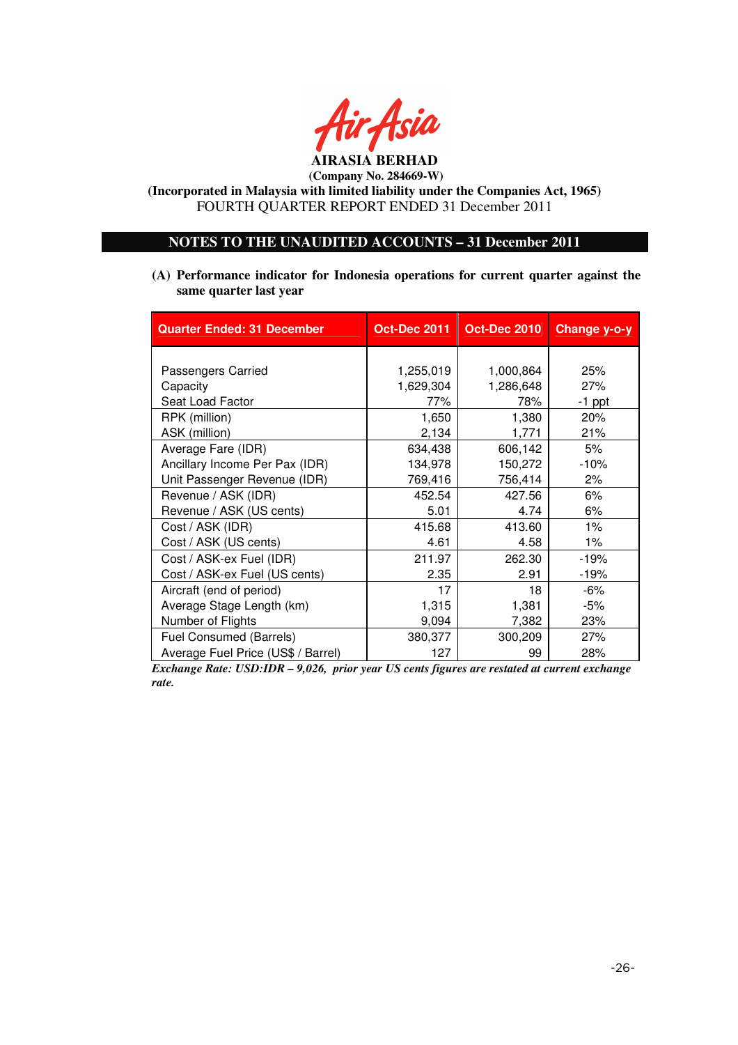**AIRASIA BERHAD**
**(Company No. 284669-W)**
**(Incorporated in Malaysia with limited liability under the Companies Act, 1965)**
FOURTH QUARTER REPORT ENDED 31 December 2011

## NOTES TO THE UNAUDITED ACCOUNTS – 31 December 2011

**(A) Performance indicator for Indonesia operations for current quarter against the same quarter last year**

| Quarter Ended: 31 December | Oct-Dec 2011 | Oct-Dec 2010 | Change y-o-y |
|---|---|---|---|
| Passengers Carried | 1,255,019 | 1,000,864 | 25% |
| Capacity | 1,629,304 | 1,286,648 | 27% |
| Seat Load Factor | 77% | 78% | -1 ppt |
| RPK (million) | 1,650 | 1,380 | 20% |
| ASK (million) | 2,134 | 1,771 | 21% |
| Average Fare (IDR) | 634,438 | 606,142 | 5% |
| Ancillary Income Per Pax (IDR) | 134,978 | 150,272 | -10% |
| Unit Passenger Revenue (IDR) | 769,416 | 756,414 | 2% |
| Revenue / ASK (IDR) | 452.54 | 427.56 | 6% |
| Revenue / ASK (US cents) | 5.01 | 4.74 | 6% |
| Cost / ASK (IDR) | 415.68 | 413.60 | 1% |
| Cost / ASK (US cents) | 4.61 | 4.58 | 1% |
| Cost / ASK-ex Fuel (IDR) | 211.97 | 262.30 | -19% |
| Cost / ASK-ex Fuel (US cents) | 2.35 | 2.91 | -19% |
| Aircraft (end of period) | 17 | 18 | -6% |
| Average Stage Length (km) | 1,315 | 1,381 | -5% |
| Number of Flights | 9,094 | 7,382 | 23% |
| Fuel Consumed (Barrels) | 380,377 | 300,209 | 27% |
| Average Fuel Price (US$ / Barrel) | 127 | 99 | 28% |

*Exchange Rate: USD:IDR – 9,026, prior year US cents figures are restated at current exchange rate.*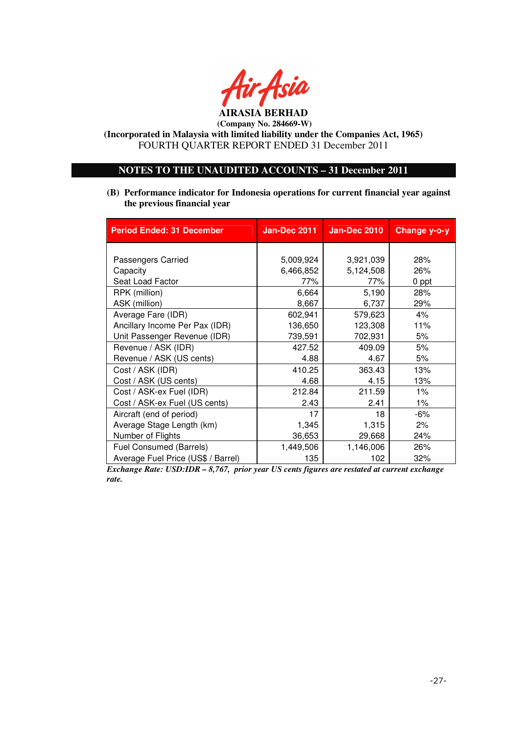AirAsia

**AIRASIA BERHAD**

**(Company No. 284669-W)**

**(Incorporated in Malaysia with limited liability under the Companies Act, 1965)**

FOURTH QUARTER REPORT ENDED 31 December 2011

## NOTES TO THE UNAUDITED ACCOUNTS – 31 December 2011

**(B) Performance indicator for Indonesia operations for current financial year against the previous financial year**

| Period Ended: 31 December | Jan-Dec 2011 | Jan-Dec 2010 | Change y-o-y |
|---|---|---|---|
| Passengers Carried | 5,009,924 | 3,921,039 | 28% |
| Capacity | 6,466,852 | 5,124,508 | 26% |
| Seat Load Factor | 77% | 77% | 0 ppt |
| RPK (million) | 6,664 | 5,190 | 28% |
| ASK (million) | 8,667 | 6,737 | 29% |
| Average Fare (IDR) | 602,941 | 579,623 | 4% |
| Ancillary Income Per Pax (IDR) | 136,650 | 123,308 | 11% |
| Unit Passenger Revenue (IDR) | 739,591 | 702,931 | 5% |
| Revenue / ASK (IDR) | 427.52 | 409.09 | 5% |
| Revenue / ASK (US cents) | 4.88 | 4.67 | 5% |
| Cost / ASK (IDR) | 410.25 | 363.43 | 13% |
| Cost / ASK (US cents) | 4.68 | 4.15 | 13% |
| Cost / ASK-ex Fuel (IDR) | 212.84 | 211.59 | 1% |
| Cost / ASK-ex Fuel (US cents) | 2.43 | 2.41 | 1% |
| Aircraft (end of period) | 17 | 18 | -6% |
| Average Stage Length (km) | 1,345 | 1,315 | 2% |
| Number of Flights | 36,653 | 29,668 | 24% |
| Fuel Consumed (Barrels) | 1,449,506 | 1,146,006 | 26% |
| Average Fuel Price (US$ / Barrel) | 135 | 102 | 32% |

*Exchange Rate: USD:IDR – 8,767, prior year US cents figures are restated at current exchange rate.*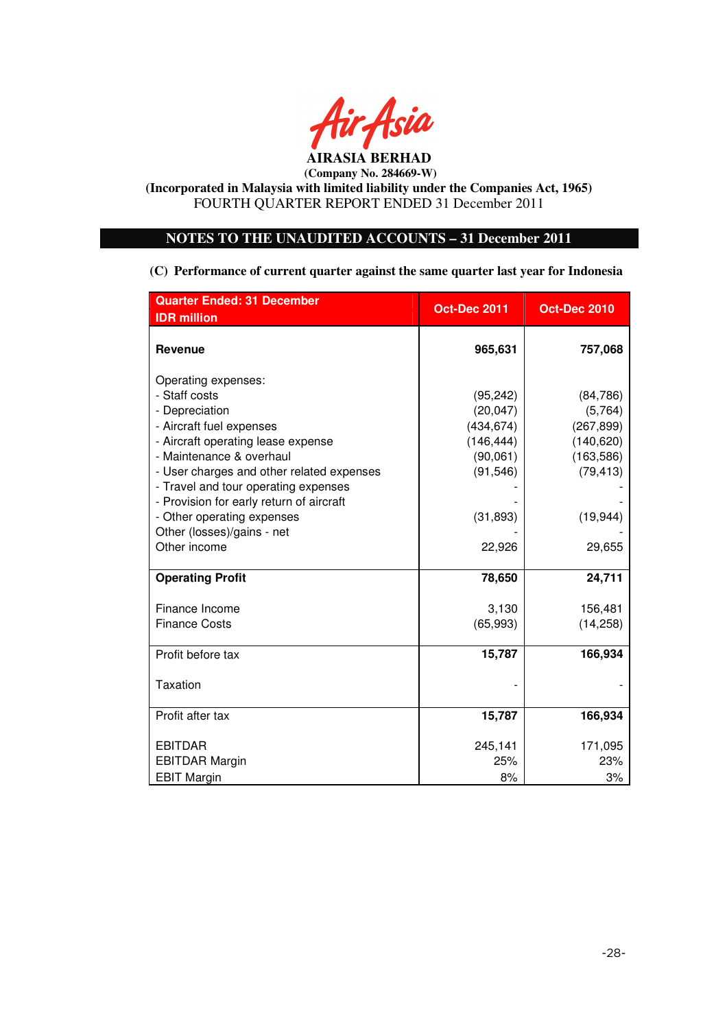**AIRASIA BERHAD**

**(Company No. 284669-W)**

**(Incorporated in Malaysia with limited liability under the Companies Act, 1965)**

FOURTH QUARTER REPORT ENDED 31 December 2011

## NOTES TO THE UNAUDITED ACCOUNTS – 31 December 2011

**(C) Performance of current quarter against the same quarter last year for Indonesia**

| Quarter Ended: 31 December<br>IDR million | Oct-Dec 2011 | Oct-Dec 2010 |
|---|---|---|
| **Revenue** | **965,631** | **757,068** |
| Operating expenses: | | |
| - Staff costs | (95,242) | (84,786) |
| - Depreciation | (20,047) | (5,764) |
| - Aircraft fuel expenses | (434,674) | (267,899) |
| - Aircraft operating lease expense | (146,444) | (140,620) |
| - Maintenance & overhaul | (90,061) | (163,586) |
| - User charges and other related expenses | (91,546) | (79,413) |
| - Travel and tour operating expenses | - | - |
| - Provision for early return of aircraft | - | - |
| - Other operating expenses | (31,893) | (19,944) |
| Other (losses)/gains - net | - | - |
| Other income | 22,926 | 29,655 |
| **Operating Profit** | **78,650** | **24,711** |
| Finance Income | 3,130 | 156,481 |
| Finance Costs | (65,993) | (14,258) |
| Profit before tax | **15,787** | **166,934** |
| Taxation | - | - |
| Profit after tax | **15,787** | **166,934** |
| EBITDAR | 245,141 | 171,095 |
| EBITDAR Margin | 25% | 23% |
| EBIT Margin | 8% | 3% |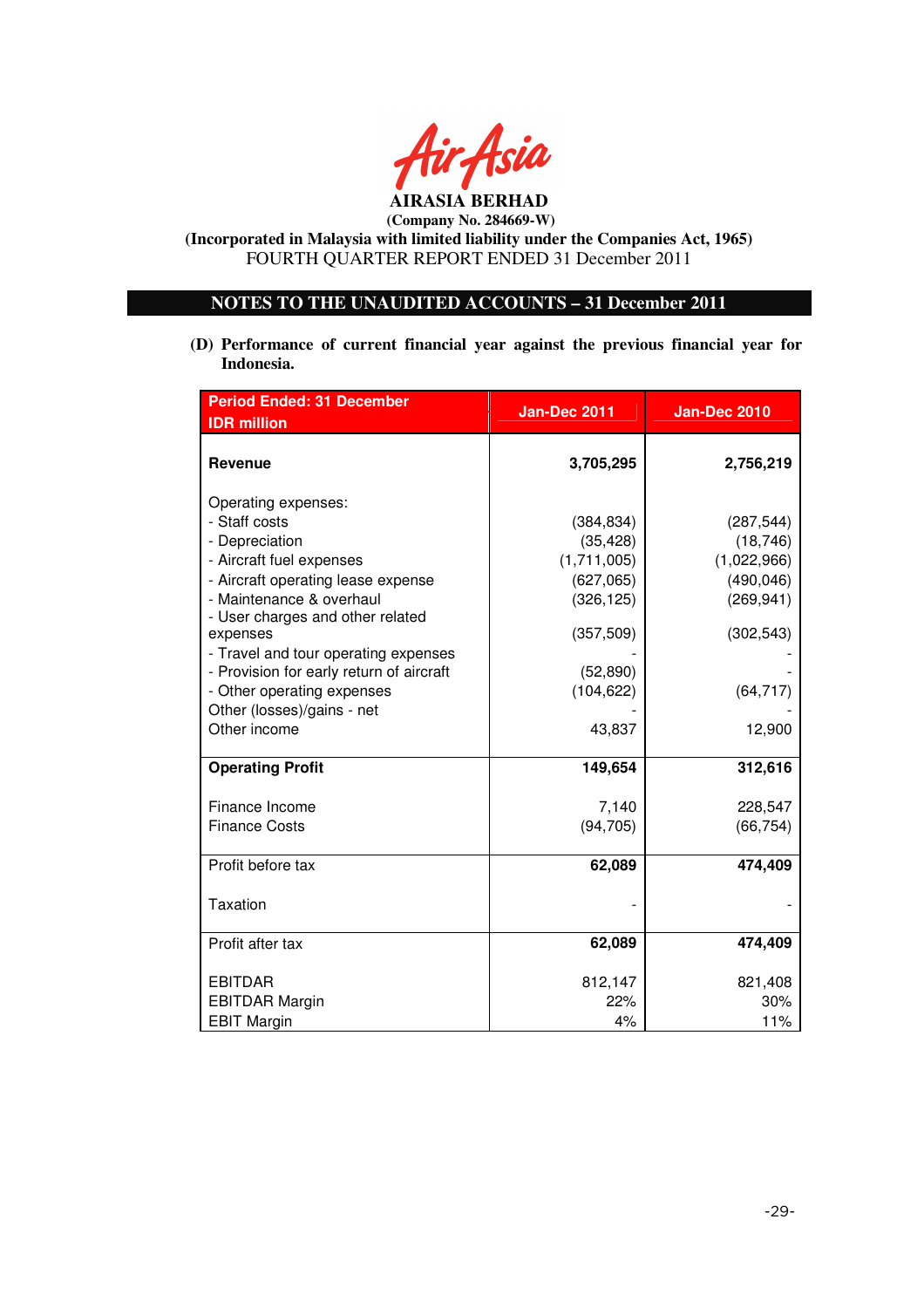**AIRASIA BERHAD**

**(Company No. 284669-W)**

**(Incorporated in Malaysia with limited liability under the Companies Act, 1965)**

FOURTH QUARTER REPORT ENDED 31 December 2011

## NOTES TO THE UNAUDITED ACCOUNTS – 31 December 2011

**(D) Performance of current financial year against the previous financial year for Indonesia.**

| Period Ended: 31 December<br>IDR million | Jan-Dec 2011 | Jan-Dec 2010 |
|---|---|---|
| **Revenue** | **3,705,295** | **2,756,219** |
| Operating expenses: | | |
| - Staff costs | (384,834) | (287,544) |
| - Depreciation | (35,428) | (18,746) |
| - Aircraft fuel expenses | (1,711,005) | (1,022,966) |
| - Aircraft operating lease expense | (627,065) | (490,046) |
| - Maintenance & overhaul | (326,125) | (269,941) |
| - User charges and other related expenses | (357,509) | (302,543) |
| - Travel and tour operating expenses | - | - |
| - Provision for early return of aircraft | (52,890) | - |
| - Other operating expenses | (104,622) | (64,717) |
| Other (losses)/gains - net | - | - |
| Other income | 43,837 | 12,900 |
| **Operating Profit** | **149,654** | **312,616** |
| Finance Income | 7,140 | 228,547 |
| Finance Costs | (94,705) | (66,754) |
| Profit before tax | **62,089** | **474,409** |
| Taxation | - | - |
| Profit after tax | **62,089** | **474,409** |
| EBITDAR | 812,147 | 821,408 |
| EBITDAR Margin | 22% | 30% |
| EBIT Margin | 4% | 11% |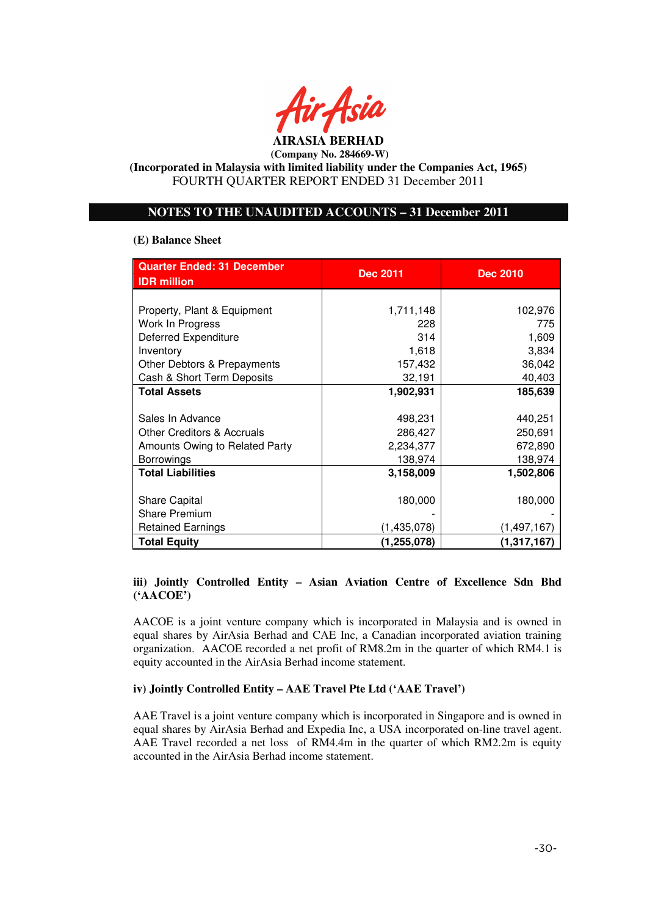AIRASIA BERHAD

(Company No. 284669-W)

(Incorporated in Malaysia with limited liability under the Companies Act, 1965)

FOURTH QUARTER REPORT ENDED 31 December 2011

## NOTES TO THE UNAUDITED ACCOUNTS – 31 December 2011

**(E) Balance Sheet**

| Quarter Ended: 31 December IDR million | Dec 2011 | Dec 2010 |
|---|---|---|
| Property, Plant & Equipment | 1,711,148 | 102,976 |
| Work In Progress | 228 | 775 |
| Deferred Expenditure | 314 | 1,609 |
| Inventory | 1,618 | 3,834 |
| Other Debtors & Prepayments | 157,432 | 36,042 |
| Cash & Short Term Deposits | 32,191 | 40,403 |
| **Total Assets** | **1,902,931** | **185,639** |
| Sales In Advance | 498,231 | 440,251 |
| Other Creditors & Accruals | 286,427 | 250,691 |
| Amounts Owing to Related Party | 2,234,377 | 672,890 |
| Borrowings | 138,974 | 138,974 |
| **Total Liabilities** | **3,158,009** | **1,502,806** |
| Share Capital | 180,000 | 180,000 |
| Share Premium | - | - |
| Retained Earnings | (1,435,078) | (1,497,167) |
| **Total Equity** | **(1,255,078)** | **(1,317,167)** |

**iii) Jointly Controlled Entity – Asian Aviation Centre of Excellence Sdn Bhd ('AACOE')**

AACOE is a joint venture company which is incorporated in Malaysia and is owned in equal shares by AirAsia Berhad and CAE Inc, a Canadian incorporated aviation training organization. AACOE recorded a net profit of RM8.2m in the quarter of which RM4.1 is equity accounted in the AirAsia Berhad income statement.

**iv) Jointly Controlled Entity – AAE Travel Pte Ltd ('AAE Travel')**

AAE Travel is a joint venture company which is incorporated in Singapore and is owned in equal shares by AirAsia Berhad and Expedia Inc, a USA incorporated on-line travel agent. AAE Travel recorded a net loss of RM4.4m in the quarter of which RM2.2m is equity accounted in the AirAsia Berhad income statement.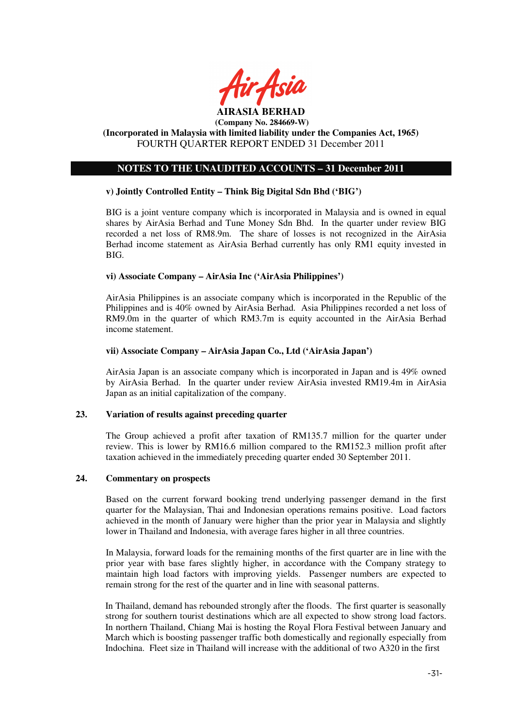**AIRASIA BERHAD**
**(Company No. 284669-W)**
**(Incorporated in Malaysia with limited liability under the Companies Act, 1965)**
FOURTH QUARTER REPORT ENDED 31 December 2011

## NOTES TO THE UNAUDITED ACCOUNTS – 31 December 2011

**v) Jointly Controlled Entity – Think Big Digital Sdn Bhd ('BIG')**

BIG is a joint venture company which is incorporated in Malaysia and is owned in equal shares by AirAsia Berhad and Tune Money Sdn Bhd. In the quarter under review BIG recorded a net loss of RM8.9m. The share of losses is not recognized in the AirAsia Berhad income statement as AirAsia Berhad currently has only RM1 equity invested in BIG.

**vi) Associate Company – AirAsia Inc ('AirAsia Philippines')**

AirAsia Philippines is an associate company which is incorporated in the Republic of the Philippines and is 40% owned by AirAsia Berhad. Asia Philippines recorded a net loss of RM9.0m in the quarter of which RM3.7m is equity accounted in the AirAsia Berhad income statement.

**vii) Associate Company – AirAsia Japan Co., Ltd ('AirAsia Japan')**

AirAsia Japan is an associate company which is incorporated in Japan and is 49% owned by AirAsia Berhad. In the quarter under review AirAsia invested RM19.4m in AirAsia Japan as an initial capitalization of the company.

### 23. Variation of results against preceding quarter

The Group achieved a profit after taxation of RM135.7 million for the quarter under review. This is lower by RM16.6 million compared to the RM152.3 million profit after taxation achieved in the immediately preceding quarter ended 30 September 2011.

### 24. Commentary on prospects

Based on the current forward booking trend underlying passenger demand in the first quarter for the Malaysian, Thai and Indonesian operations remains positive. Load factors achieved in the month of January were higher than the prior year in Malaysia and slightly lower in Thailand and Indonesia, with average fares higher in all three countries.

In Malaysia, forward loads for the remaining months of the first quarter are in line with the prior year with base fares slightly higher, in accordance with the Company strategy to maintain high load factors with improving yields. Passenger numbers are expected to remain strong for the rest of the quarter and in line with seasonal patterns.

In Thailand, demand has rebounded strongly after the floods. The first quarter is seasonally strong for southern tourist destinations which are all expected to show strong load factors. In northern Thailand, Chiang Mai is hosting the Royal Flora Festival between January and March which is boosting passenger traffic both domestically and regionally especially from Indochina. Fleet size in Thailand will increase with the additional of two A320 in the first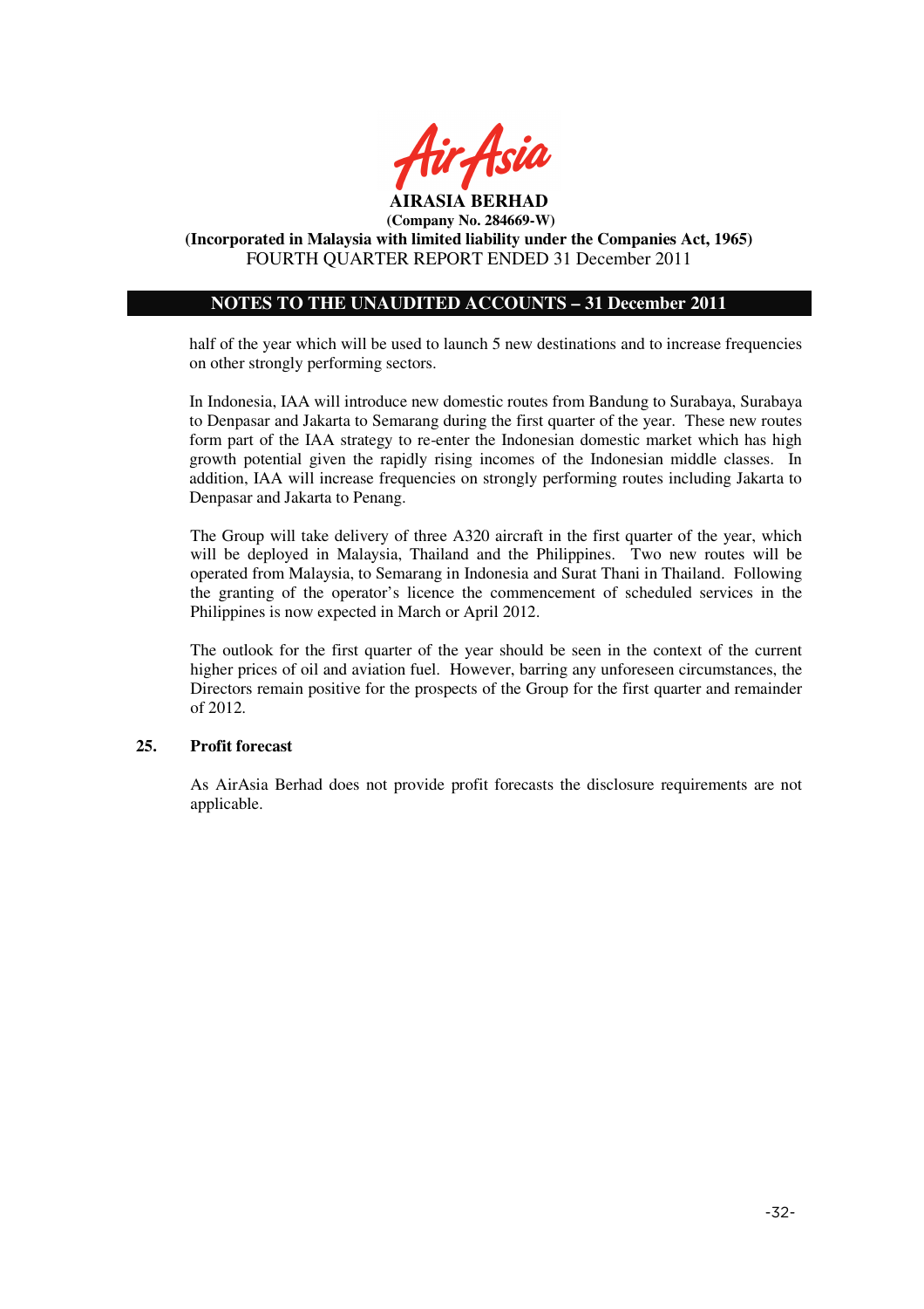half of the year which will be used to launch 5 new destinations and to increase frequencies on other strongly performing sectors.

In Indonesia, IAA will introduce new domestic routes from Bandung to Surabaya, Surabaya to Denpasar and Jakarta to Semarang during the first quarter of the year. These new routes form part of the IAA strategy to re-enter the Indonesian domestic market which has high growth potential given the rapidly rising incomes of the Indonesian middle classes. In addition, IAA will increase frequencies on strongly performing routes including Jakarta to Denpasar and Jakarta to Penang.

The Group will take delivery of three A320 aircraft in the first quarter of the year, which will be deployed in Malaysia, Thailand and the Philippines. Two new routes will be operated from Malaysia, to Semarang in Indonesia and Surat Thani in Thailand. Following the granting of the operator's licence the commencement of scheduled services in the Philippines is now expected in March or April 2012.

The outlook for the first quarter of the year should be seen in the context of the current higher prices of oil and aviation fuel. However, barring any unforeseen circumstances, the Directors remain positive for the prospects of the Group for the first quarter and remainder of 2012.

## 25. Profit forecast

As AirAsia Berhad does not provide profit forecasts the disclosure requirements are not applicable.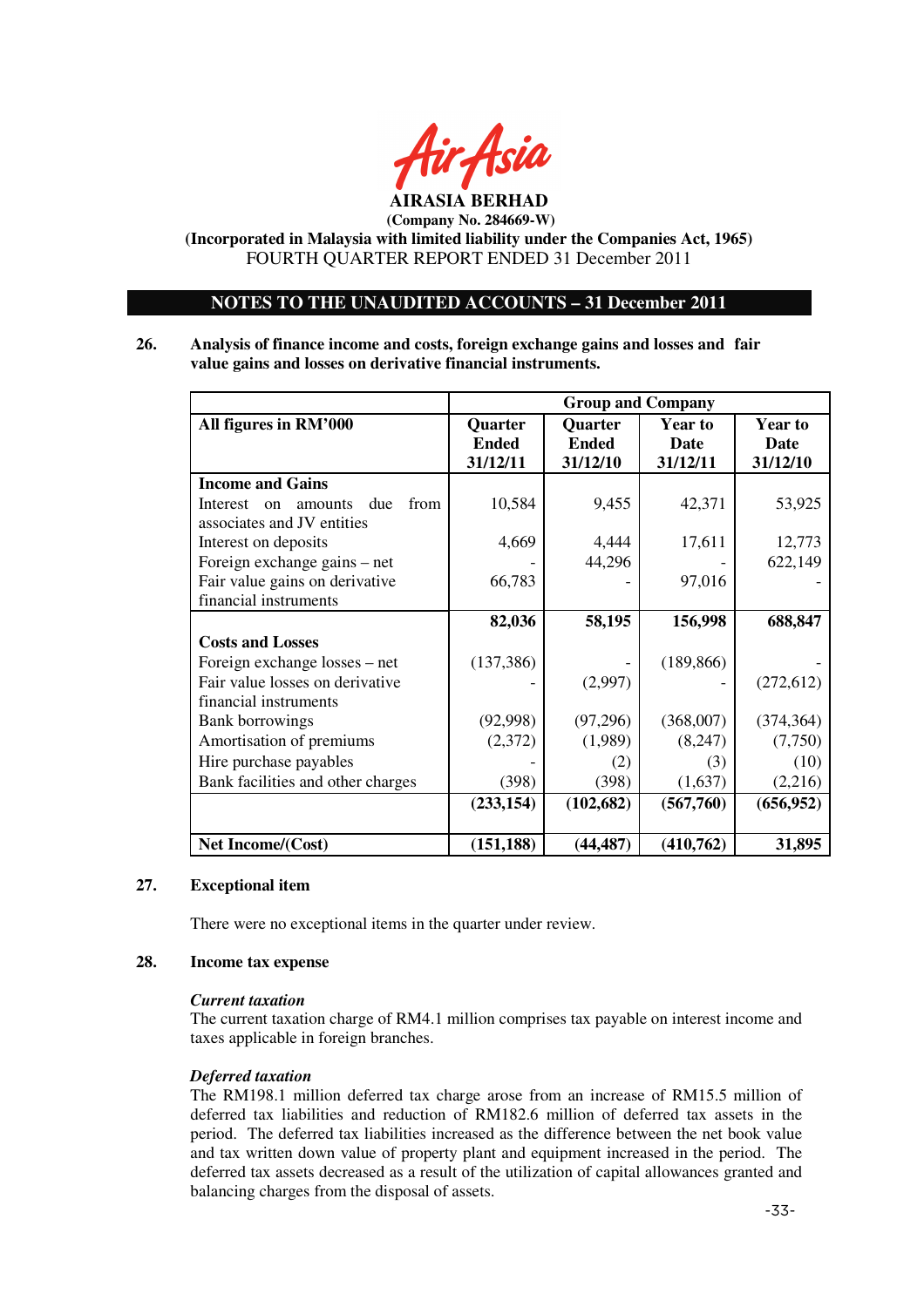AirAsia

**AIRASIA BERHAD**
**(Company No. 284669-W)**
**(Incorporated in Malaysia with limited liability under the Companies Act, 1965)**
FOURTH QUARTER REPORT ENDED 31 December 2011

## NOTES TO THE UNAUDITED ACCOUNTS – 31 December 2011

**26. Analysis of finance income and costs, foreign exchange gains and losses and fair value gains and losses on derivative financial instruments.**

| | Group and Company | | | |
|---|---|---|---|---|
| **All figures in RM'000** | **Quarter Ended 31/12/11** | **Quarter Ended 31/12/10** | **Year to Date 31/12/11** | **Year to Date 31/12/10** |
| **Income and Gains** | | | | |
| Interest on amounts due from associates and JV entities | 10,584 | 9,455 | 42,371 | 53,925 |
| Interest on deposits | 4,669 | 4,444 | 17,611 | 12,773 |
| Foreign exchange gains – net | - | 44,296 | - | 622,149 |
| Fair value gains on derivative financial instruments | 66,783 | - | 97,016 | - |
| | **82,036** | **58,195** | **156,998** | **688,847** |
| **Costs and Losses** | | | | |
| Foreign exchange losses – net | (137,386) | - | (189,866) | - |
| Fair value losses on derivative financial instruments | - | (2,997) | - | (272,612) |
| Bank borrowings | (92,998) | (97,296) | (368,007) | (374,364) |
| Amortisation of premiums | (2,372) | (1,989) | (8,247) | (7,750) |
| Hire purchase payables | - | (2) | (3) | (10) |
| Bank facilities and other charges | (398) | (398) | (1,637) | (2,216) |
| | **(233,154)** | **(102,682)** | **(567,760)** | **(656,952)** |
| **Net Income/(Cost)** | **(151,188)** | **(44,487)** | **(410,762)** | **31,895** |

**27. Exceptional item**

There were no exceptional items in the quarter under review.

**28. Income tax expense**

***Current taxation***
The current taxation charge of RM4.1 million comprises tax payable on interest income and taxes applicable in foreign branches.

***Deferred taxation***
The RM198.1 million deferred tax charge arose from an increase of RM15.5 million of deferred tax liabilities and reduction of RM182.6 million of deferred tax assets in the period. The deferred tax liabilities increased as the difference between the net book value and tax written down value of property plant and equipment increased in the period. The deferred tax assets decreased as a result of the utilization of capital allowances granted and balancing charges from the disposal of assets.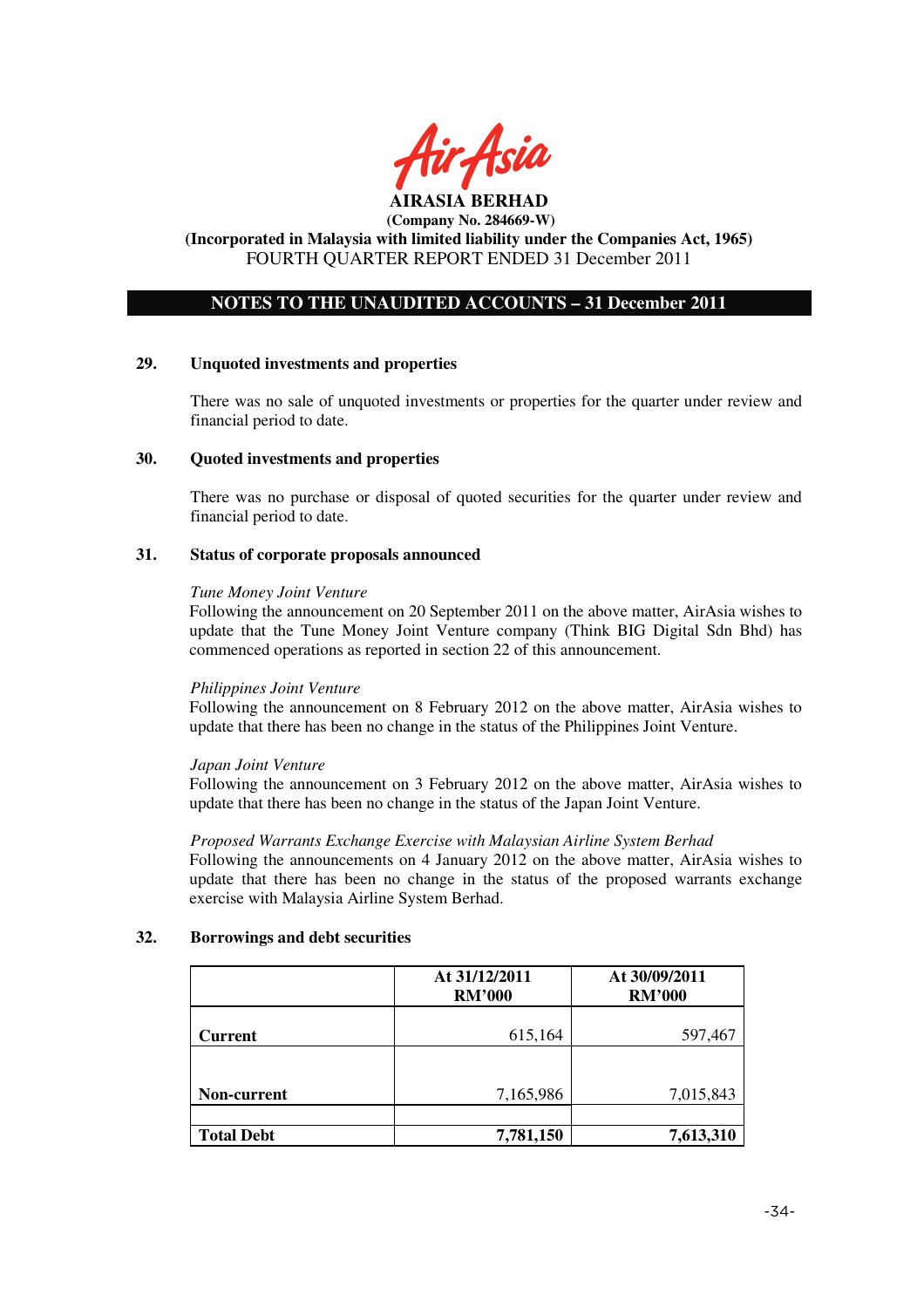**AIRASIA BERHAD**
**(Company No. 284669-W)**
**(Incorporated in Malaysia with limited liability under the Companies Act, 1965)**
FOURTH QUARTER REPORT ENDED 31 December 2011

## NOTES TO THE UNAUDITED ACCOUNTS – 31 December 2011

### 29. Unquoted investments and properties

There was no sale of unquoted investments or properties for the quarter under review and financial period to date.

### 30. Quoted investments and properties

There was no purchase or disposal of quoted securities for the quarter under review and financial period to date.

### 31. Status of corporate proposals announced

*Tune Money Joint Venture*
Following the announcement on 20 September 2011 on the above matter, AirAsia wishes to update that the Tune Money Joint Venture company (Think BIG Digital Sdn Bhd) has commenced operations as reported in section 22 of this announcement.

*Philippines Joint Venture*
Following the announcement on 8 February 2012 on the above matter, AirAsia wishes to update that there has been no change in the status of the Philippines Joint Venture.

*Japan Joint Venture*
Following the announcement on 3 February 2012 on the above matter, AirAsia wishes to update that there has been no change in the status of the Japan Joint Venture.

*Proposed Warrants Exchange Exercise with Malaysian Airline System Berhad*
Following the announcements on 4 January 2012 on the above matter, AirAsia wishes to update that there has been no change in the status of the proposed warrants exchange exercise with Malaysia Airline System Berhad.

### 32. Borrowings and debt securities

| | At 31/12/2011 RM'000 | At 30/09/2011 RM'000 |
|---|---|---|
| **Current** | 615,164 | 597,467 |
| **Non-current** | 7,165,986 | 7,015,843 |
| **Total Debt** | **7,781,150** | **7,613,310** |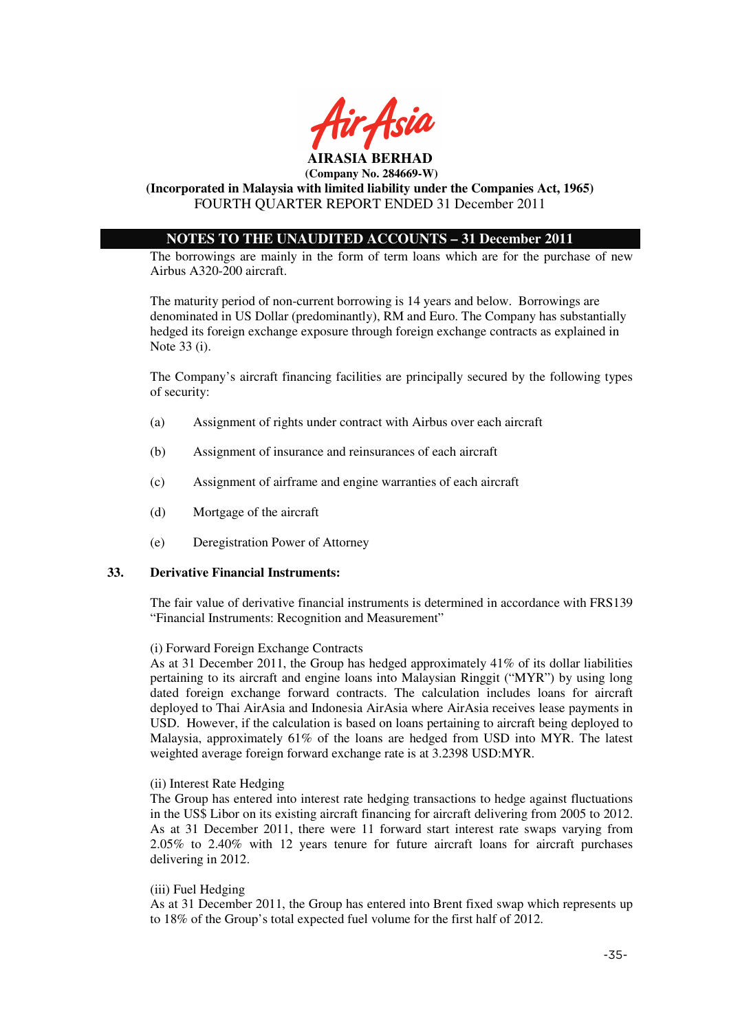## NOTES TO THE UNAUDITED ACCOUNTS – 31 December 2011

The borrowings are mainly in the form of term loans which are for the purchase of new Airbus A320-200 aircraft.

The maturity period of non-current borrowing is 14 years and below. Borrowings are denominated in US Dollar (predominantly), RM and Euro. The Company has substantially hedged its foreign exchange exposure through foreign exchange contracts as explained in Note 33 (i).

The Company's aircraft financing facilities are principally secured by the following types of security:

(a) Assignment of rights under contract with Airbus over each aircraft

(b) Assignment of insurance and reinsurances of each aircraft

(c) Assignment of airframe and engine warranties of each aircraft

(d) Mortgage of the aircraft

(e) Deregistration Power of Attorney

### 33. Derivative Financial Instruments:

The fair value of derivative financial instruments is determined in accordance with FRS139 "Financial Instruments: Recognition and Measurement"

(i) Forward Foreign Exchange Contracts
As at 31 December 2011, the Group has hedged approximately 41% of its dollar liabilities pertaining to its aircraft and engine loans into Malaysian Ringgit ("MYR") by using long dated foreign exchange forward contracts. The calculation includes loans for aircraft deployed to Thai AirAsia and Indonesia AirAsia where AirAsia receives lease payments in USD. However, if the calculation is based on loans pertaining to aircraft being deployed to Malaysia, approximately 61% of the loans are hedged from USD into MYR. The latest weighted average foreign forward exchange rate is at 3.2398 USD:MYR.

(ii) Interest Rate Hedging
The Group has entered into interest rate hedging transactions to hedge against fluctuations in the US$ Libor on its existing aircraft financing for aircraft delivering from 2005 to 2012. As at 31 December 2011, there were 11 forward start interest rate swaps varying from 2.05% to 2.40% with 12 years tenure for future aircraft loans for aircraft purchases delivering in 2012.

(iii) Fuel Hedging
As at 31 December 2011, the Group has entered into Brent fixed swap which represents up to 18% of the Group's total expected fuel volume for the first half of 2012.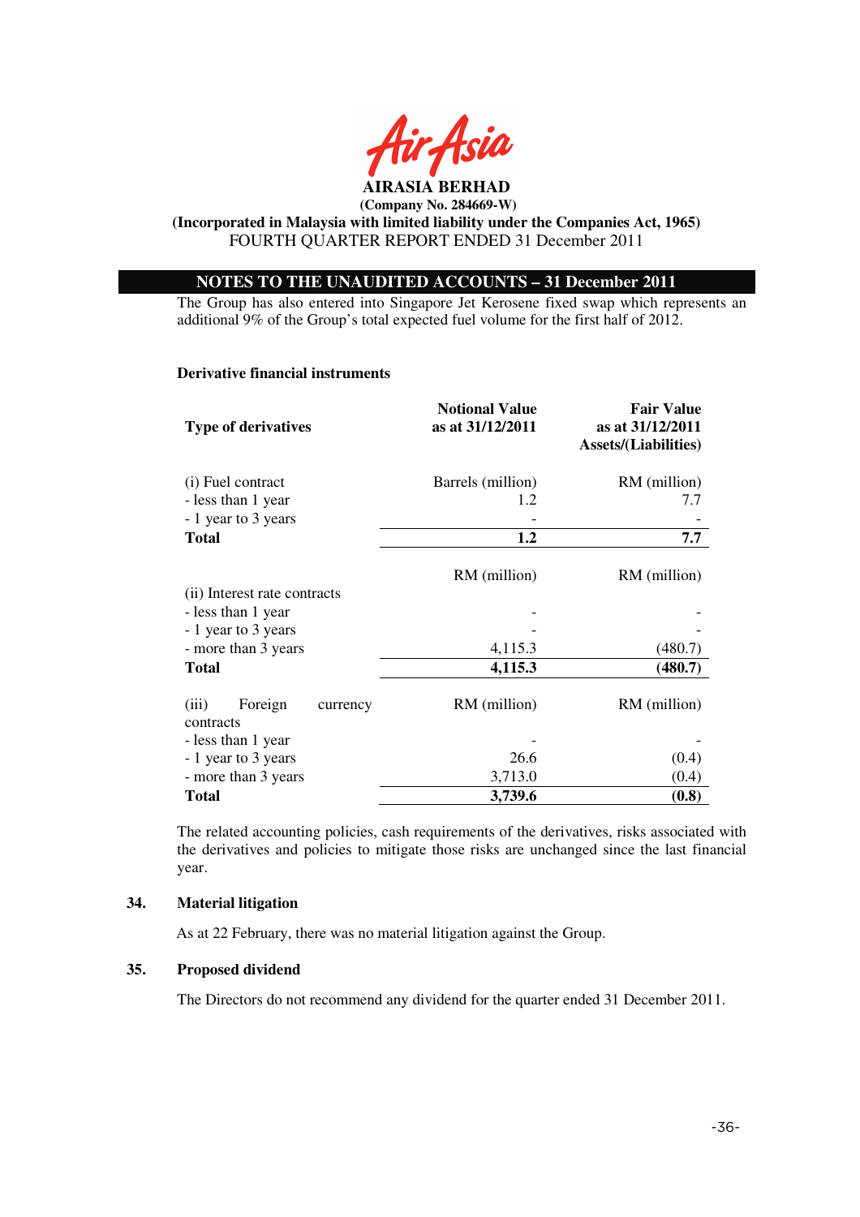**AIRASIA BERHAD**
**(Company No. 284669-W)**
**(Incorporated in Malaysia with limited liability under the Companies Act, 1965)**
FOURTH QUARTER REPORT ENDED 31 December 2011

## NOTES TO THE UNAUDITED ACCOUNTS – 31 December 2011

The Group has also entered into Singapore Jet Kerosene fixed swap which represents an additional 9% of the Group's total expected fuel volume for the first half of 2012.

**Derivative financial instruments**

| Type of derivatives | Notional Value as at 31/12/2011 | Fair Value as at 31/12/2011 Assets/(Liabilities) |
|---|---|---|
| (i) Fuel contract | Barrels (million) | RM (million) |
| - less than 1 year | 1.2 | 7.7 |
| - 1 year to 3 years | - | - |
| **Total** | **1.2** | **7.7** |
| | RM (million) | RM (million) |
| (ii) Interest rate contracts | | |
| - less than 1 year | - | - |
| - 1 year to 3 years | - | - |
| - more than 3 years | 4,115.3 | (480.7) |
| **Total** | **4,115.3** | **(480.7)** |
| (iii) Foreign currency contracts | RM (million) | RM (million) |
| - less than 1 year | - | - |
| - 1 year to 3 years | 26.6 | (0.4) |
| - more than 3 years | 3,713.0 | (0.4) |
| **Total** | **3,739.6** | **(0.8)** |

The related accounting policies, cash requirements of the derivatives, risks associated with the derivatives and policies to mitigate those risks are unchanged since the last financial year.

### 34. Material litigation

As at 22 February, there was no material litigation against the Group.

### 35. Proposed dividend

The Directors do not recommend any dividend for the quarter ended 31 December 2011.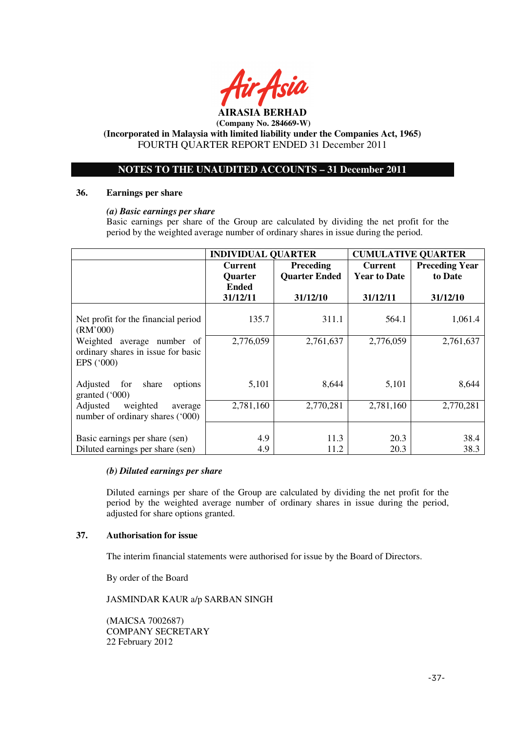**AIRASIA BERHAD**

**(Company No. 284669-W)**

**(Incorporated in Malaysia with limited liability under the Companies Act, 1965)**

FOURTH QUARTER REPORT ENDED 31 December 2011

## NOTES TO THE UNAUDITED ACCOUNTS – 31 December 2011

### 36. Earnings per share

***(a) Basic earnings per share***

Basic earnings per share of the Group are calculated by dividing the net profit for the period by the weighted average number of ordinary shares in issue during the period.

| | INDIVIDUAL QUARTER | | CUMULATIVE QUARTER | |
|---|---|---|---|---|
| | Current Quarter Ended 31/12/11 | Preceding Quarter Ended 31/12/10 | Current Year to Date 31/12/11 | Preceding Year to Date 31/12/10 |
| Net profit for the financial period (RM'000) | 135.7 | 311.1 | 564.1 | 1,061.4 |
| Weighted average number of ordinary shares in issue for basic EPS ('000) | 2,776,059 | 2,761,637 | 2,776,059 | 2,761,637 |
| Adjusted for share options granted ('000) | 5,101 | 8,644 | 5,101 | 8,644 |
| Adjusted weighted average number of ordinary shares ('000) | 2,781,160 | 2,770,281 | 2,781,160 | 2,770,281 |
| Basic earnings per share (sen) | 4.9 | 11.3 | 20.3 | 38.4 |
| Diluted earnings per share (sen) | 4.9 | 11.2 | 20.3 | 38.3 |

***(b) Diluted earnings per share***

Diluted earnings per share of the Group are calculated by dividing the net profit for the period by the weighted average number of ordinary shares in issue during the period, adjusted for share options granted.

### 37. Authorisation for issue

The interim financial statements were authorised for issue by the Board of Directors.

By order of the Board

JASMINDAR KAUR a/p SARBAN SINGH

(MAICSA 7002687)
COMPANY SECRETARY
22 February 2012